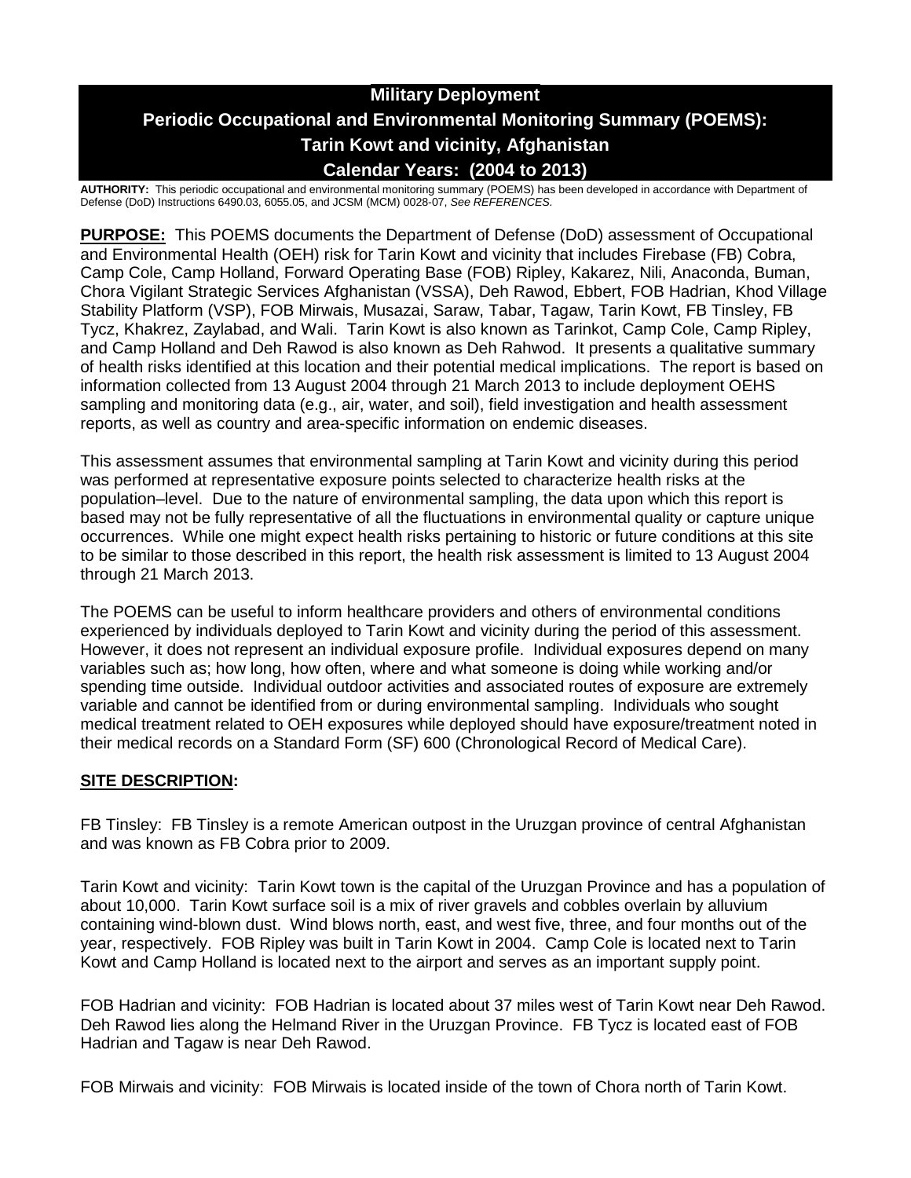# Military Deployment
# Periodic Occupational and Environmental Monitoring Summary (POEMS): Tarin Kowt and vicinity, Afghanistan
# Calendar Years: (2004 to 2013)

**AUTHORITY:** This periodic occupational and environmental monitoring summary (POEMS) has been developed in accordance with Department of Defense (DoD) Instructions 6490.03, 6055.05, and JCSM (MCM) 0028-07, *See REFERENCES.*

**PURPOSE:** This POEMS documents the Department of Defense (DoD) assessment of Occupational and Environmental Health (OEH) risk for Tarin Kowt and vicinity that includes Firebase (FB) Cobra, Camp Cole, Camp Holland, Forward Operating Base (FOB) Ripley, Kakarez, Nili, Anaconda, Buman, Chora Vigilant Strategic Services Afghanistan (VSSA), Deh Rawod, Ebbert, FOB Hadrian, Khod Village Stability Platform (VSP), FOB Mirwais, Musazai, Saraw, Tabar, Tagaw, Tarin Kowt, FB Tinsley, FB Tycz, Khakrez, Zaylabad, and Wali. Tarin Kowt is also known as Tarinkot, Camp Cole, Camp Ripley, and Camp Holland and Deh Rawod is also known as Deh Rahwod. It presents a qualitative summary of health risks identified at this location and their potential medical implications. The report is based on information collected from 13 August 2004 through 21 March 2013 to include deployment OEHS sampling and monitoring data (e.g., air, water, and soil), field investigation and health assessment reports, as well as country and area-specific information on endemic diseases.

This assessment assumes that environmental sampling at Tarin Kowt and vicinity during this period was performed at representative exposure points selected to characterize health risks at the population–level. Due to the nature of environmental sampling, the data upon which this report is based may not be fully representative of all the fluctuations in environmental quality or capture unique occurrences. While one might expect health risks pertaining to historic or future conditions at this site to be similar to those described in this report, the health risk assessment is limited to 13 August 2004 through 21 March 2013.

The POEMS can be useful to inform healthcare providers and others of environmental conditions experienced by individuals deployed to Tarin Kowt and vicinity during the period of this assessment. However, it does not represent an individual exposure profile. Individual exposures depend on many variables such as; how long, how often, where and what someone is doing while working and/or spending time outside. Individual outdoor activities and associated routes of exposure are extremely variable and cannot be identified from or during environmental sampling. Individuals who sought medical treatment related to OEH exposures while deployed should have exposure/treatment noted in their medical records on a Standard Form (SF) 600 (Chronological Record of Medical Care).

## SITE DESCRIPTION:

FB Tinsley: FB Tinsley is a remote American outpost in the Uruzgan province of central Afghanistan and was known as FB Cobra prior to 2009.

Tarin Kowt and vicinity: Tarin Kowt town is the capital of the Uruzgan Province and has a population of about 10,000. Tarin Kowt surface soil is a mix of river gravels and cobbles overlain by alluvium containing wind-blown dust. Wind blows north, east, and west five, three, and four months out of the year, respectively. FOB Ripley was built in Tarin Kowt in 2004. Camp Cole is located next to Tarin Kowt and Camp Holland is located next to the airport and serves as an important supply point.

FOB Hadrian and vicinity: FOB Hadrian is located about 37 miles west of Tarin Kowt near Deh Rawod. Deh Rawod lies along the Helmand River in the Uruzgan Province. FB Tycz is located east of FOB Hadrian and Tagaw is near Deh Rawod.

FOB Mirwais and vicinity: FOB Mirwais is located inside of the town of Chora north of Tarin Kowt.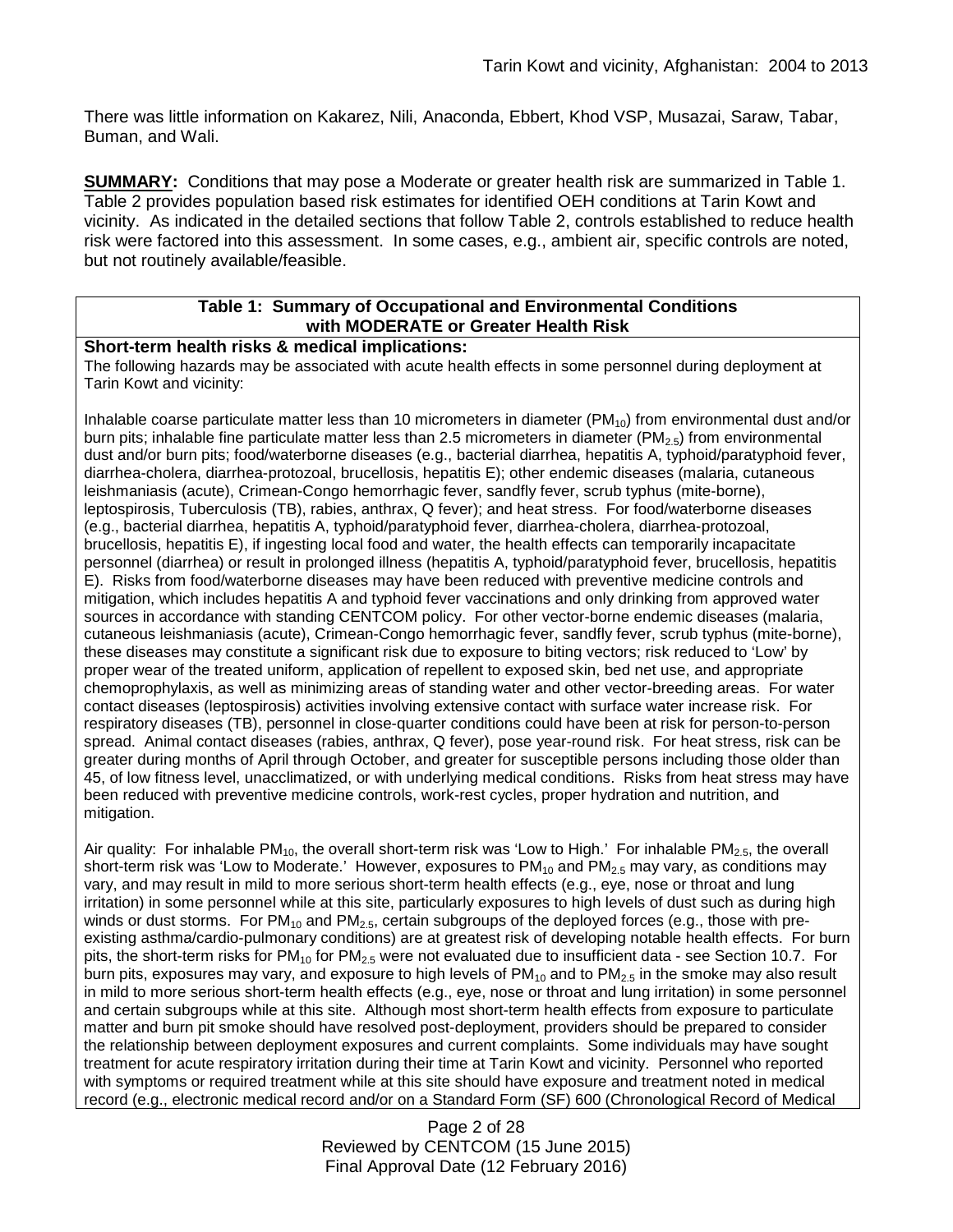There was little information on Kakarez, Nili, Anaconda, Ebbert, Khod VSP, Musazai, Saraw, Tabar, Buman, and Wali.

**SUMMARY:** Conditions that may pose a Moderate or greater health risk are summarized in Table 1. Table 2 provides population based risk estimates for identified OEH conditions at Tarin Kowt and vicinity. As indicated in the detailed sections that follow Table 2, controls established to reduce health risk were factored into this assessment. In some cases, e.g., ambient air, specific controls are noted, but not routinely available/feasible.

| Table 1: Summary of Occupational and Environmental Conditions with MODERATE or Greater Health Risk |
|---|
| **Short-term health risks & medical implications:**<br>The following hazards may be associated with acute health effects in some personnel during deployment at Tarin Kowt and vicinity:<br><br>Inhalable coarse particulate matter less than 10 micrometers in diameter ($PM_{10}$) from environmental dust and/or burn pits; inhalable fine particulate matter less than 2.5 micrometers in diameter ($PM_{2.5}$) from environmental dust and/or burn pits; food/waterborne diseases (e.g., bacterial diarrhea, hepatitis A, typhoid/paratyphoid fever, diarrhea-cholera, diarrhea-protozoal, brucellosis, hepatitis E); other endemic diseases (malaria, cutaneous leishmaniasis (acute), Crimean-Congo hemorrhagic fever, sandfly fever, scrub typhus (mite-borne), leptospirosis, Tuberculosis (TB), rabies, anthrax, Q fever); and heat stress. For food/waterborne diseases (e.g., bacterial diarrhea, hepatitis A, typhoid/paratyphoid fever, diarrhea-cholera, diarrhea-protozoal, brucellosis, hepatitis E), if ingesting local food and water, the health effects can temporarily incapacitate personnel (diarrhea) or result in prolonged illness (hepatitis A, typhoid/paratyphoid fever, brucellosis, hepatitis E). Risks from food/waterborne diseases may have been reduced with preventive medicine controls and mitigation, which includes hepatitis A and typhoid fever vaccinations and only drinking from approved water sources in accordance with standing CENTCOM policy. For other vector-borne endemic diseases (malaria, cutaneous leishmaniasis (acute), Crimean-Congo hemorrhagic fever, sandfly fever, scrub typhus (mite-borne), these diseases may constitute a significant risk due to exposure to biting vectors; risk reduced to 'Low' by proper wear of the treated uniform, application of repellent to exposed skin, bed net use, and appropriate chemoprophylaxis, as well as minimizing areas of standing water and other vector-breeding areas. For water contact diseases (leptospirosis) activities involving extensive contact with surface water increase risk. For respiratory diseases (TB), personnel in close-quarter conditions could have been at risk for person-to-person spread. Animal contact diseases (rabies, anthrax, Q fever), pose year-round risk. For heat stress, risk can be greater during months of April through October, and greater for susceptible persons including those older than 45, of low fitness level, unacclimatized, or with underlying medical conditions. Risks from heat stress may have been reduced with preventive medicine controls, work-rest cycles, proper hydration and nutrition, and mitigation.<br><br>Air quality: For inhalable $PM_{10}$, the overall short-term risk was 'Low to High.' For inhalable $PM_{2.5}$, the overall short-term risk was 'Low to Moderate.' However, exposures to $PM_{10}$ and $PM_{2.5}$ may vary, as conditions may vary, and may result in mild to more serious short-term health effects (e.g., eye, nose or throat and lung irritation) in some personnel while at this site, particularly exposures to high levels of dust such as during high winds or dust storms. For $PM_{10}$ and $PM_{2.5}$, certain subgroups of the deployed forces (e.g., those with pre-existing asthma/cardio-pulmonary conditions) are at greatest risk of developing notable health effects. For burn pits, the short-term risks for $PM_{10}$ for $PM_{2.5}$ were not evaluated due to insufficient data - see Section 10.7. For burn pits, exposures may vary, and exposure to high levels of $PM_{10}$ and to $PM_{2.5}$ in the smoke may also result in mild to more serious short-term health effects (e.g., eye, nose or throat and lung irritation) in some personnel and certain subgroups while at this site. Although most short-term health effects from exposure to particulate matter and burn pit smoke should have resolved post-deployment, providers should be prepared to consider the relationship between deployment exposures and current complaints. Some individuals may have sought treatment for acute respiratory irritation during their time at Tarin Kowt and vicinity. Personnel who reported with symptoms or required treatment while at this site should have exposure and treatment noted in medical record (e.g., electronic medical record and/or on a Standard Form (SF) 600 (Chronological Record of Medical |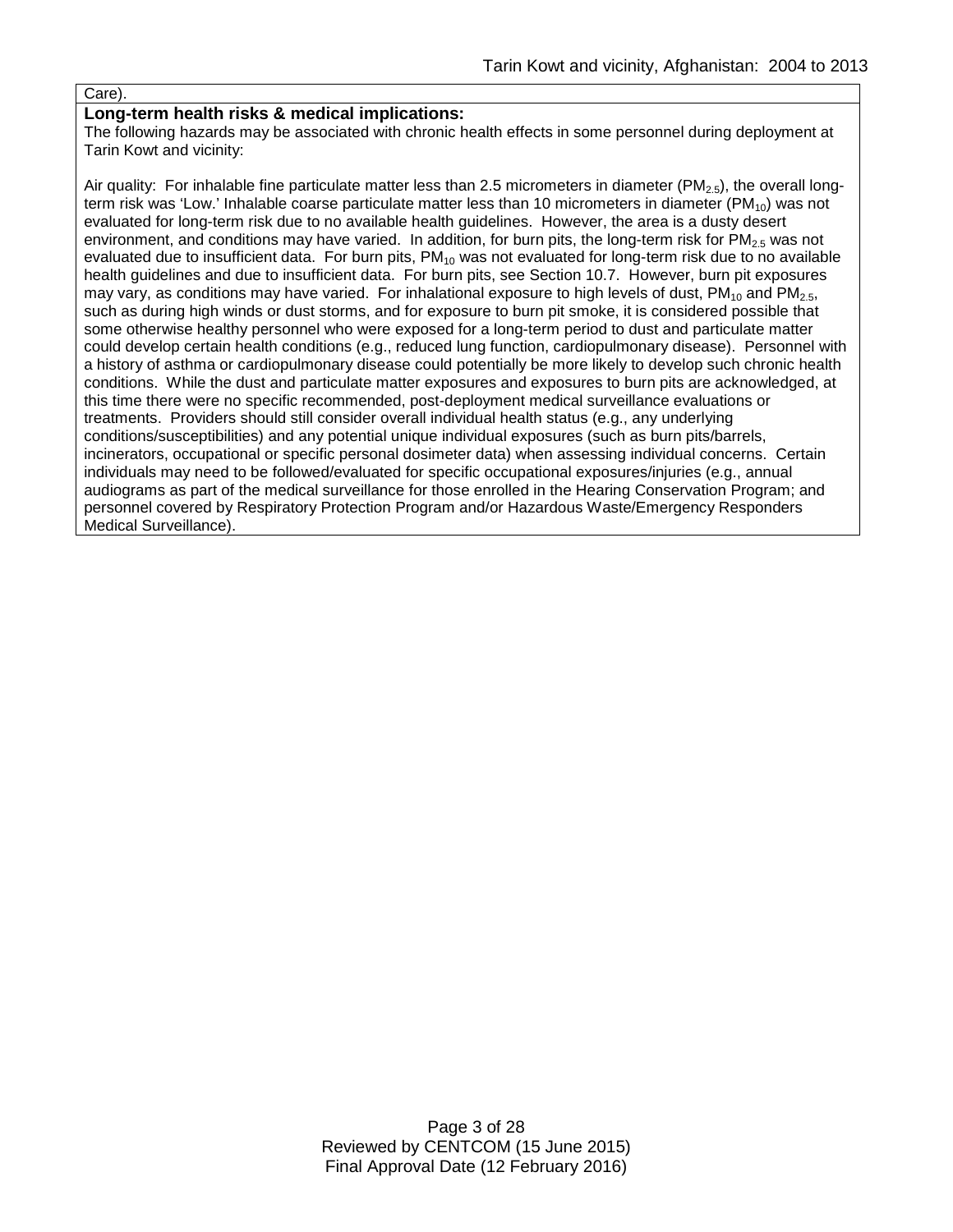Care).

**Long-term health risks & medical implications:**

The following hazards may be associated with chronic health effects in some personnel during deployment at Tarin Kowt and vicinity:

Air quality: For inhalable fine particulate matter less than 2.5 micrometers in diameter ($PM_{2.5}$), the overall long-term risk was 'Low.' Inhalable coarse particulate matter less than 10 micrometers in diameter ($PM_{10}$) was not evaluated for long-term risk due to no available health guidelines. However, the area is a dusty desert environment, and conditions may have varied. In addition, for burn pits, the long-term risk for $PM_{2.5}$ was not evaluated due to insufficient data. For burn pits, $PM_{10}$ was not evaluated for long-term risk due to no available health guidelines and due to insufficient data. For burn pits, see Section 10.7. However, burn pit exposures may vary, as conditions may have varied. For inhalational exposure to high levels of dust, $PM_{10}$ and $PM_{2.5}$, such as during high winds or dust storms, and for exposure to burn pit smoke, it is considered possible that some otherwise healthy personnel who were exposed for a long-term period to dust and particulate matter could develop certain health conditions (e.g., reduced lung function, cardiopulmonary disease). Personnel with a history of asthma or cardiopulmonary disease could potentially be more likely to develop such chronic health conditions. While the dust and particulate matter exposures and exposures to burn pits are acknowledged, at this time there were no specific recommended, post-deployment medical surveillance evaluations or treatments. Providers should still consider overall individual health status (e.g., any underlying conditions/susceptibilities) and any potential unique individual exposures (such as burn pits/barrels, incinerators, occupational or specific personal dosimeter data) when assessing individual concerns. Certain individuals may need to be followed/evaluated for specific occupational exposures/injuries (e.g., annual audiograms as part of the medical surveillance for those enrolled in the Hearing Conservation Program; and personnel covered by Respiratory Protection Program and/or Hazardous Waste/Emergency Responders Medical Surveillance).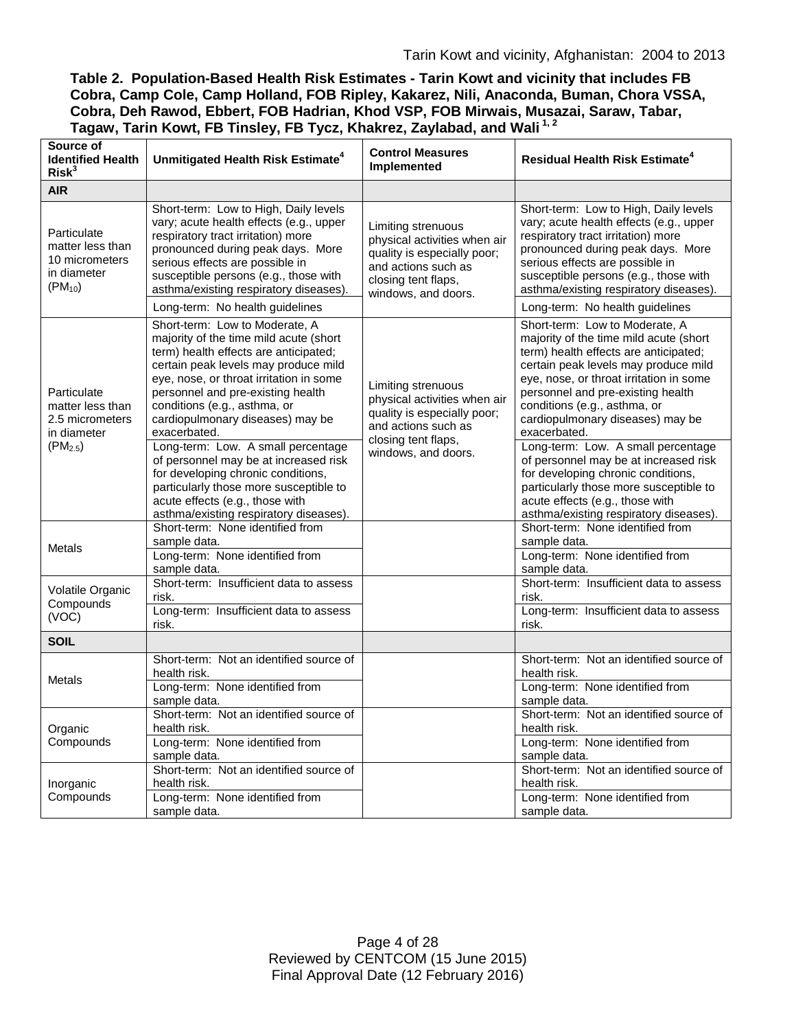**Table 2. Population-Based Health Risk Estimates - Tarin Kowt and vicinity that includes FB Cobra, Camp Cole, Camp Holland, FOB Ripley, Kakarez, Nili, Anaconda, Buman, Chora VSSA, Cobra, Deh Rawod, Ebbert, FOB Hadrian, Khod VSP, FOB Mirwais, Musazai, Saraw, Tabar, Tagaw, Tarin Kowt, FB Tinsley, FB Tycz, Khakrez, Zaylabad, and Wali [1, 2]**

| Source of Identified Health Risk[3] | Unmitigated Health Risk Estimate[4] | Control Measures Implemented | Residual Health Risk Estimate[4] |
|---|---|---|---|
| **AIR** | | | |
| Particulate matter less than 10 micrometers in diameter ($PM_{10}$) | Short-term: Low to High, Daily levels vary; acute health effects (e.g., upper respiratory tract irritation) more pronounced during peak days. More serious effects are possible in susceptible persons (e.g., those with asthma/existing respiratory diseases). | Limiting strenuous physical activities when air quality is especially poor; and actions such as closing tent flaps, windows, and doors. | Short-term: Low to High, Daily levels vary; acute health effects (e.g., upper respiratory tract irritation) more pronounced during peak days. More serious effects are possible in susceptible persons (e.g., those with asthma/existing respiratory diseases). |
| | Long-term: No health guidelines | | Long-term: No health guidelines |
| Particulate matter less than 2.5 micrometers in diameter ($PM_{2.5}$) | Short-term: Low to Moderate, A majority of the time mild acute (short term) health effects are anticipated; certain peak levels may produce mild eye, nose, or throat irritation in some personnel and pre-existing health conditions (e.g., asthma, or cardiopulmonary diseases) may be exacerbated. | Limiting strenuous physical activities when air quality is especially poor; and actions such as closing tent flaps, windows, and doors. | Short-term: Low to Moderate, A majority of the time mild acute (short term) health effects are anticipated; certain peak levels may produce mild eye, nose, or throat irritation in some personnel and pre-existing health conditions (e.g., asthma, or cardiopulmonary diseases) may be exacerbated. |
| | Long-term: Low. A small percentage of personnel may be at increased risk for developing chronic conditions, particularly those more susceptible to acute effects (e.g., those with asthma/existing respiratory diseases). | | Long-term: Low. A small percentage of personnel may be at increased risk for developing chronic conditions, particularly those more susceptible to acute effects (e.g., those with asthma/existing respiratory diseases). |
| Metals | Short-term: None identified from sample data. | | Short-term: None identified from sample data. |
| | Long-term: None identified from sample data. | | Long-term: None identified from sample data. |
| Volatile Organic Compounds (VOC) | Short-term: Insufficient data to assess risk. | | Short-term: Insufficient data to assess risk. |
| | Long-term: Insufficient data to assess risk. | | Long-term: Insufficient data to assess risk. |
| **SOIL** | | | |
| Metals | Short-term: Not an identified source of health risk. | | Short-term: Not an identified source of health risk. |
| | Long-term: None identified from sample data. | | Long-term: None identified from sample data. |
| Organic Compounds | Short-term: Not an identified source of health risk. | | Short-term: Not an identified source of health risk. |
| | Long-term: None identified from sample data. | | Long-term: None identified from sample data. |
| Inorganic Compounds | Short-term: Not an identified source of health risk. | | Short-term: Not an identified source of health risk. |
| | Long-term: None identified from sample data. | | Long-term: None identified from sample data. |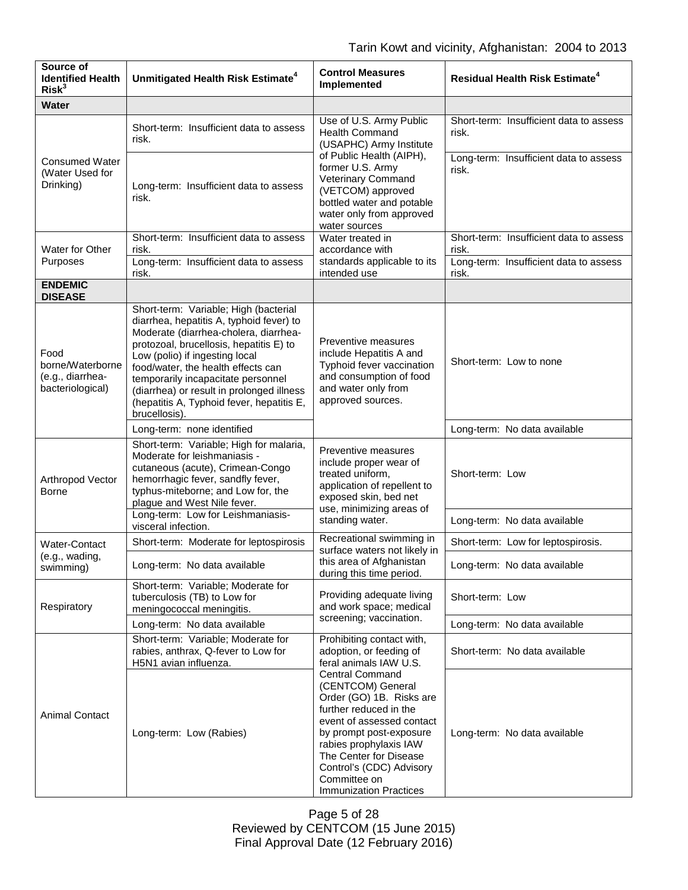| Source of Identified Health Risk[3] | Unmitigated Health Risk Estimate[4] | Control Measures Implemented | Residual Health Risk Estimate[4] |
|---|---|---|---|
| **Water** | | | |
| Consumed Water (Water Used for Drinking) | Short-term: Insufficient data to assess risk. | Use of U.S. Army Public Health Command (USAPHC) Army Institute of Public Health (AIPH), former U.S. Army Veterinary Command (VETCOM) approved bottled water and potable water only from approved water sources | Short-term: Insufficient data to assess risk. |
| | Long-term: Insufficient data to assess risk. | | Long-term: Insufficient data to assess risk. |
| Water for Other Purposes | Short-term: Insufficient data to assess risk. | Water treated in accordance with standards applicable to its intended use | Short-term: Insufficient data to assess risk. |
| | Long-term: Insufficient data to assess risk. | | Long-term: Insufficient data to assess risk. |
| **ENDEMIC DISEASE** | | | |
| Food borne/Waterborne (e.g., diarrhea-bacteriological) | Short-term: Variable; High (bacterial diarrhea, hepatitis A, typhoid fever) to Moderate (diarrhea-cholera, diarrhea-protozoal, brucellosis, hepatitis E) to Low (polio) if ingesting local food/water, the health effects can temporarily incapacitate personnel (diarrhea) or result in prolonged illness (hepatitis A, Typhoid fever, hepatitis E, brucellosis). | Preventive measures include Hepatitis A and Typhoid fever vaccination and consumption of food and water only from approved sources. | Short-term: Low to none |
| | Long-term: none identified | | Long-term: No data available |
| Arthropod Vector Borne | Short-term: Variable; High for malaria, Moderate for leishmaniasis - cutaneous (acute), Crimean-Congo hemorrhagic fever, sandfly fever, typhus-miteborne; and Low for, the plague and West Nile fever. | Preventive measures include proper wear of treated uniform, application of repellent to exposed skin, bed net use, minimizing areas of standing water. | Short-term: Low |
| | Long-term: Low for Leishmaniasis-visceral infection. | | Long-term: No data available |
| Water-Contact (e.g., wading, swimming) | Short-term: Moderate for leptospirosis | Recreational swimming in surface waters not likely in this area of Afghanistan during this time period. | Short-term: Low for leptospirosis. |
| | Long-term: No data available | | Long-term: No data available |
| Respiratory | Short-term: Variable; Moderate for tuberculosis (TB) to Low for meningococcal meningitis. | Providing adequate living and work space; medical screening; vaccination. | Short-term: Low |
| | Long-term: No data available | | Long-term: No data available |
| Animal Contact | Short-term: Variable; Moderate for rabies, anthrax, Q-fever to Low for H5N1 avian influenza. | Prohibiting contact with, adoption, or feeding of feral animals IAW U.S. Central Command (CENTCOM) General Order (GO) 1B. Risks are further reduced in the event of assessed contact by prompt post-exposure rabies prophylaxis IAW The Center for Disease Control's (CDC) Advisory Committee on Immunization Practices | Short-term: No data available |
| | Long-term: Low (Rabies) | | Long-term: No data available |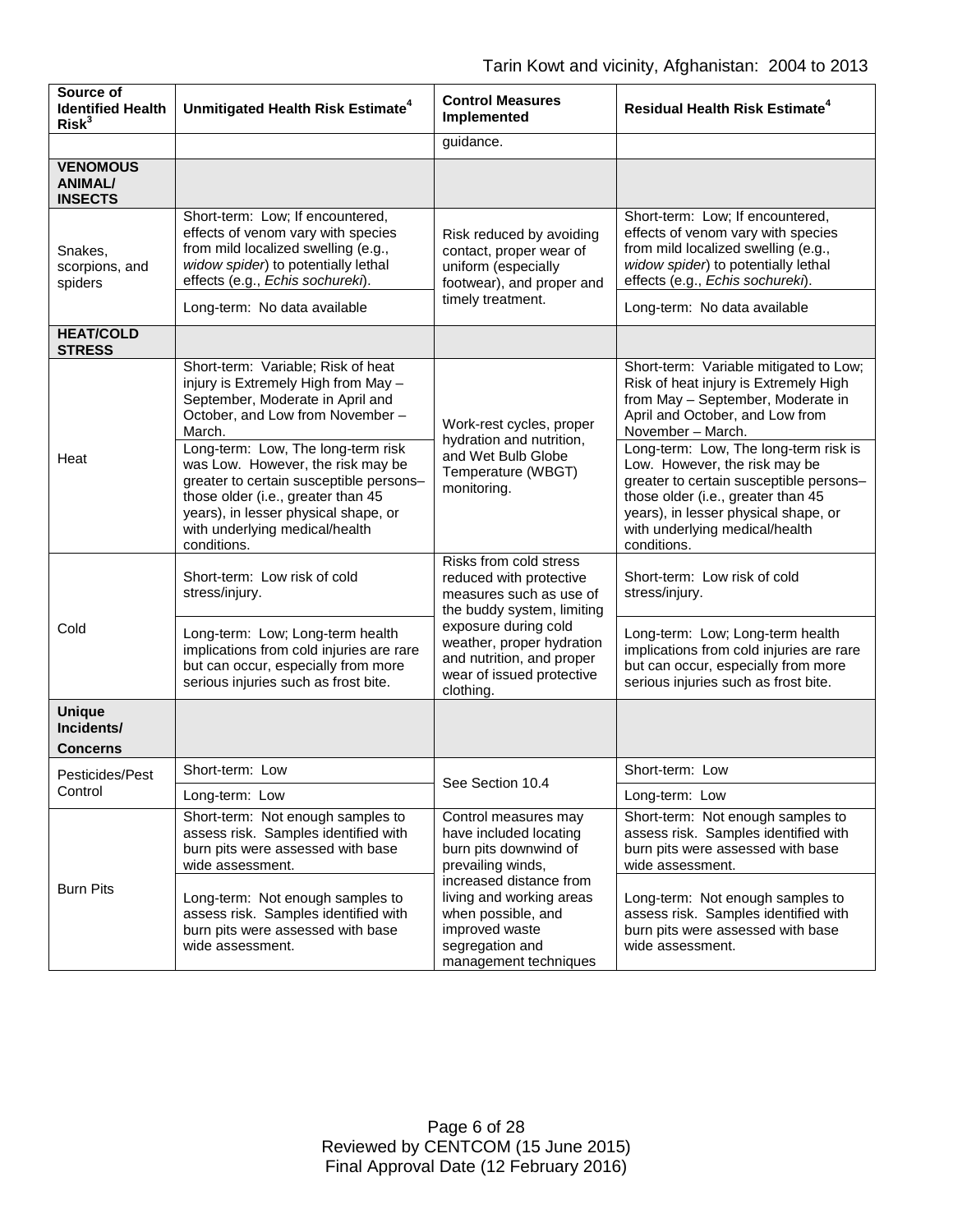| Source of Identified Health Risk[3] | Unmitigated Health Risk Estimate[4] | Control Measures Implemented | Residual Health Risk Estimate[4] |
|---|---|---|---|
| | | guidance. | |
| **VENOMOUS ANIMAL/ INSECTS** | | | |
| Snakes, scorpions, and spiders | Short-term: Low; If encountered, effects of venom vary with species from mild localized swelling (e.g., *widow spider*) to potentially lethal effects (e.g., *Echis sochureki*). | Risk reduced by avoiding contact, proper wear of uniform (especially footwear), and proper and timely treatment. | Short-term: Low; If encountered, effects of venom vary with species from mild localized swelling (e.g., *widow spider*) to potentially lethal effects (e.g., *Echis sochureki*). |
| | Long-term: No data available | | Long-term: No data available |
| **HEAT/COLD STRESS** | | | |
| Heat | Short-term: Variable; Risk of heat injury is Extremely High from May – September, Moderate in April and October, and Low from November – March. | Work-rest cycles, proper hydration and nutrition, and Wet Bulb Globe Temperature (WBGT) monitoring. | Short-term: Variable mitigated to Low; Risk of heat injury is Extremely High from May – September, Moderate in April and October, and Low from November – March. |
| | Long-term: Low, The long-term risk was Low. However, the risk may be greater to certain susceptible persons– those older (i.e., greater than 45 years), in lesser physical shape, or with underlying medical/health conditions. | | Long-term: Low, The long-term risk is Low. However, the risk may be greater to certain susceptible persons– those older (i.e., greater than 45 years), in lesser physical shape, or with underlying medical/health conditions. |
| Cold | Short-term: Low risk of cold stress/injury. | Risks from cold stress reduced with protective measures such as use of the buddy system, limiting exposure during cold weather, proper hydration and nutrition, and proper wear of issued protective clothing. | Short-term: Low risk of cold stress/injury. |
| | Long-term: Low; Long-term health implications from cold injuries are rare but can occur, especially from more serious injuries such as frost bite. | | Long-term: Low; Long-term health implications from cold injuries are rare but can occur, especially from more serious injuries such as frost bite. |
| **Unique Incidents/ Concerns** | | | |
| Pesticides/Pest Control | Short-term: Low | See Section 10.4 | Short-term: Low |
| | Long-term: Low | | Long-term: Low |
| Burn Pits | Short-term: Not enough samples to assess risk. Samples identified with burn pits were assessed with base wide assessment. | Control measures may have included locating burn pits downwind of prevailing winds, increased distance from living and working areas when possible, and improved waste segregation and management techniques | Short-term: Not enough samples to assess risk. Samples identified with burn pits were assessed with base wide assessment. |
| | Long-term: Not enough samples to assess risk. Samples identified with burn pits were assessed with base wide assessment. | | Long-term: Not enough samples to assess risk. Samples identified with burn pits were assessed with base wide assessment. |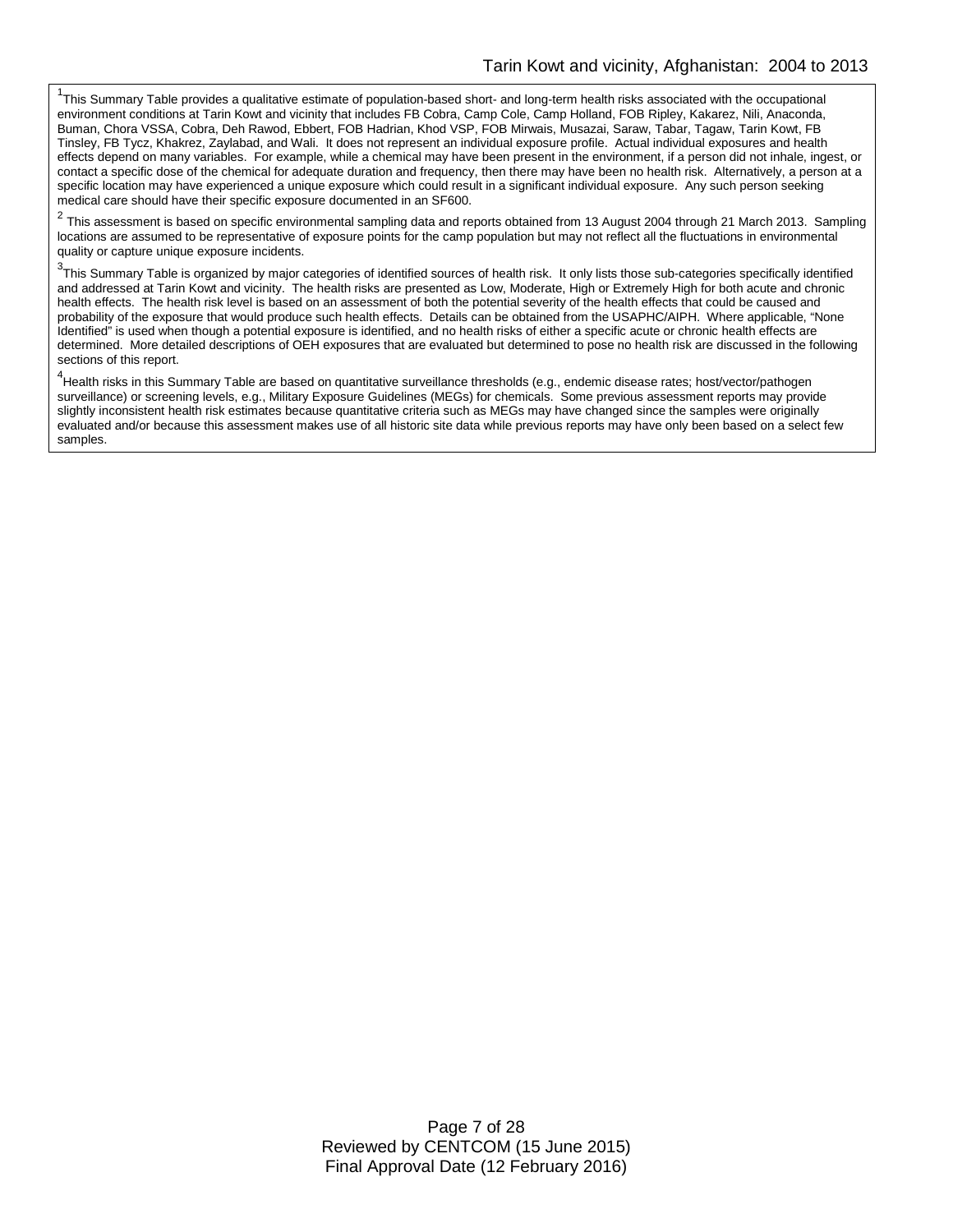[1]This Summary Table provides a qualitative estimate of population-based short- and long-term health risks associated with the occupational environment conditions at Tarin Kowt and vicinity that includes FB Cobra, Camp Cole, Camp Holland, FOB Ripley, Kakarez, Nili, Anaconda, Buman, Chora VSSA, Cobra, Deh Rawod, Ebbert, FOB Hadrian, Khod VSP, FOB Mirwais, Musazai, Saraw, Tabar, Tagaw, Tarin Kowt, FB Tinsley, FB Tycz, Khakrez, Zaylabad, and Wali. It does not represent an individual exposure profile. Actual individual exposures and health effects depend on many variables. For example, while a chemical may have been present in the environment, if a person did not inhale, ingest, or contact a specific dose of the chemical for adequate duration and frequency, then there may have been no health risk. Alternatively, a person at a specific location may have experienced a unique exposure which could result in a significant individual exposure. Any such person seeking medical care should have their specific exposure documented in an SF600.

[2] This assessment is based on specific environmental sampling data and reports obtained from 13 August 2004 through 21 March 2013. Sampling locations are assumed to be representative of exposure points for the camp population but may not reflect all the fluctuations in environmental quality or capture unique exposure incidents.

[3]This Summary Table is organized by major categories of identified sources of health risk. It only lists those sub-categories specifically identified and addressed at Tarin Kowt and vicinity. The health risks are presented as Low, Moderate, High or Extremely High for both acute and chronic health effects. The health risk level is based on an assessment of both the potential severity of the health effects that could be caused and probability of the exposure that would produce such health effects. Details can be obtained from the USAPHC/AIPH. Where applicable, "None Identified" is used when though a potential exposure is identified, and no health risks of either a specific acute or chronic health effects are determined. More detailed descriptions of OEH exposures that are evaluated but determined to pose no health risk are discussed in the following sections of this report.

[4]Health risks in this Summary Table are based on quantitative surveillance thresholds (e.g., endemic disease rates; host/vector/pathogen surveillance) or screening levels, e.g., Military Exposure Guidelines (MEGs) for chemicals. Some previous assessment reports may provide slightly inconsistent health risk estimates because quantitative criteria such as MEGs may have changed since the samples were originally evaluated and/or because this assessment makes use of all historic site data while previous reports may have only been based on a select few samples.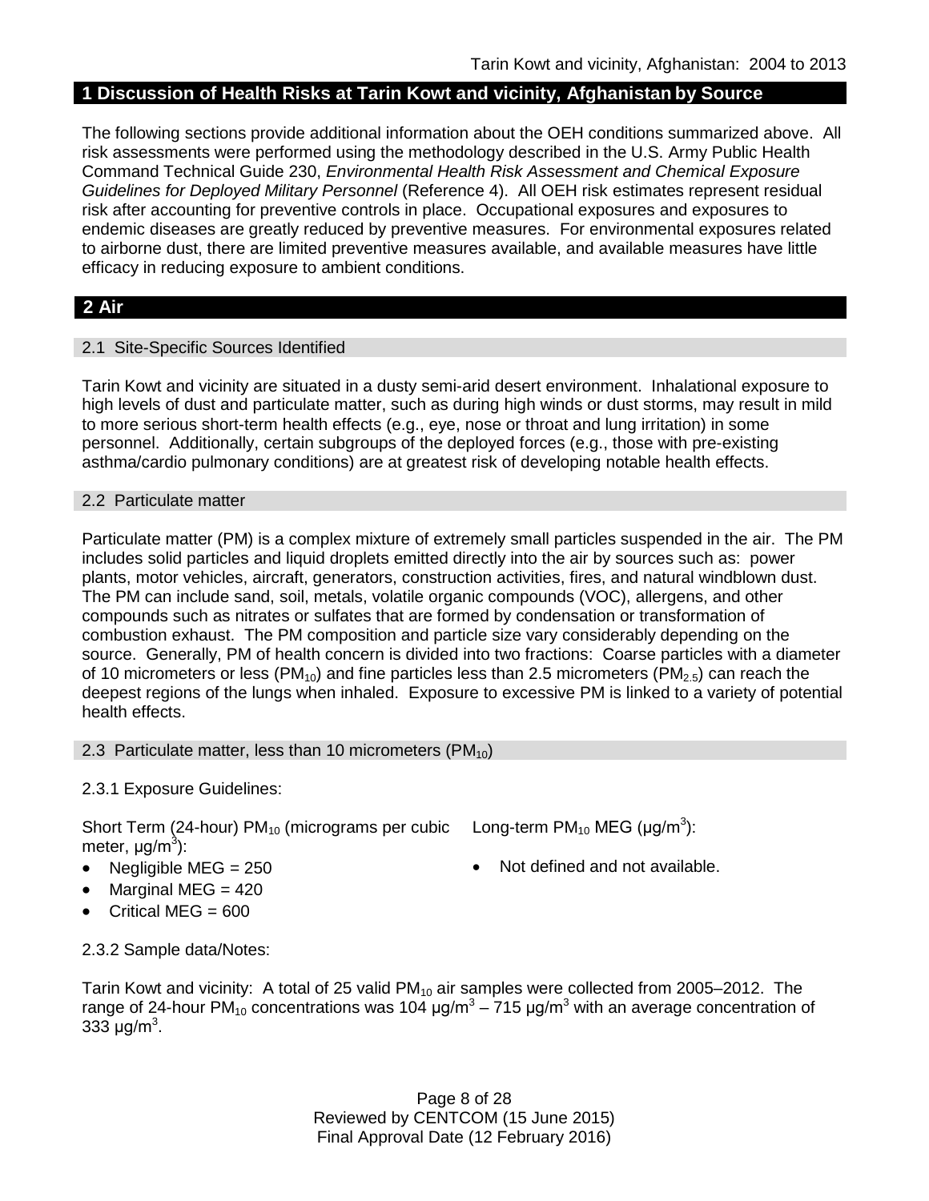## 1 Discussion of Health Risks at Tarin Kowt and vicinity, Afghanistan by Source

The following sections provide additional information about the OEH conditions summarized above. All risk assessments were performed using the methodology described in the U.S. Army Public Health Command Technical Guide 230, *Environmental Health Risk Assessment and Chemical Exposure Guidelines for Deployed Military Personnel* (Reference 4). All OEH risk estimates represent residual risk after accounting for preventive controls in place. Occupational exposures and exposures to endemic diseases are greatly reduced by preventive measures. For environmental exposures related to airborne dust, there are limited preventive measures available, and available measures have little efficacy in reducing exposure to ambient conditions.

## 2 Air

### 2.1 Site-Specific Sources Identified

Tarin Kowt and vicinity are situated in a dusty semi-arid desert environment. Inhalational exposure to high levels of dust and particulate matter, such as during high winds or dust storms, may result in mild to more serious short-term health effects (e.g., eye, nose or throat and lung irritation) in some personnel. Additionally, certain subgroups of the deployed forces (e.g., those with pre-existing asthma/cardio pulmonary conditions) are at greatest risk of developing notable health effects.

### 2.2 Particulate matter

Particulate matter (PM) is a complex mixture of extremely small particles suspended in the air. The PM includes solid particles and liquid droplets emitted directly into the air by sources such as: power plants, motor vehicles, aircraft, generators, construction activities, fires, and natural windblown dust. The PM can include sand, soil, metals, volatile organic compounds (VOC), allergens, and other compounds such as nitrates or sulfates that are formed by condensation or transformation of combustion exhaust. The PM composition and particle size vary considerably depending on the source. Generally, PM of health concern is divided into two fractions: Coarse particles with a diameter of 10 micrometers or less ($PM_{10}$) and fine particles less than 2.5 micrometers ($PM_{2.5}$) can reach the deepest regions of the lungs when inhaled. Exposure to excessive PM is linked to a variety of potential health effects.

### 2.3 Particulate matter, less than 10 micrometers ($PM_{10}$)

2.3.1 Exposure Guidelines:

Short Term (24-hour) $PM_{10}$ (micrograms per cubic meter, $\mu g/m^3$):

- Negligible MEG = 250
- Marginal MEG = 420
- Critical MEG = 600

Long-term $PM_{10}$ MEG ($\mu g/m^3$):

- Not defined and not available.

2.3.2 Sample data/Notes:

Tarin Kowt and vicinity: A total of 25 valid $PM_{10}$ air samples were collected from 2005–2012. The range of 24-hour $PM_{10}$ concentrations was 104 $\mu g/m^3$ – 715 $\mu g/m^3$ with an average concentration of 333 $\mu g/m^3$.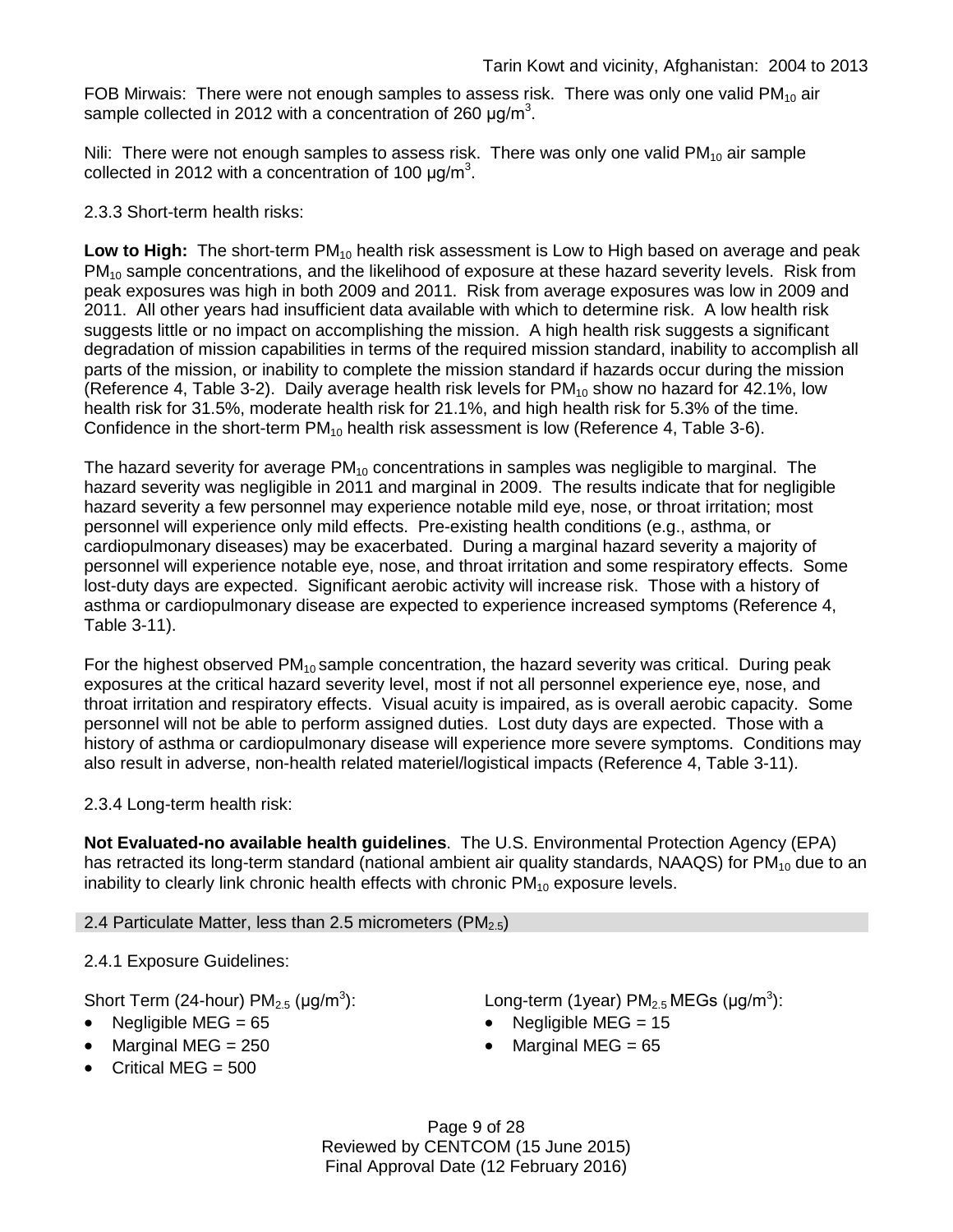FOB Mirwais: There were not enough samples to assess risk. There was only one valid $PM_{10}$ air sample collected in 2012 with a concentration of 260 μg/m$^3$.

Nili: There were not enough samples to assess risk. There was only one valid $PM_{10}$ air sample collected in 2012 with a concentration of 100 μg/m$^3$.

2.3.3 Short-term health risks:

**Low to High:** The short-term $PM_{10}$ health risk assessment is Low to High based on average and peak $PM_{10}$ sample concentrations, and the likelihood of exposure at these hazard severity levels. Risk from peak exposures was high in both 2009 and 2011. Risk from average exposures was low in 2009 and 2011. All other years had insufficient data available with which to determine risk. A low health risk suggests little or no impact on accomplishing the mission. A high health risk suggests a significant degradation of mission capabilities in terms of the required mission standard, inability to accomplish all parts of the mission, or inability to complete the mission standard if hazards occur during the mission (Reference 4, Table 3-2). Daily average health risk levels for $PM_{10}$ show no hazard for 42.1%, low health risk for 31.5%, moderate health risk for 21.1%, and high health risk for 5.3% of the time. Confidence in the short-term $PM_{10}$ health risk assessment is low (Reference 4, Table 3-6).

The hazard severity for average $PM_{10}$ concentrations in samples was negligible to marginal. The hazard severity was negligible in 2011 and marginal in 2009. The results indicate that for negligible hazard severity a few personnel may experience notable mild eye, nose, or throat irritation; most personnel will experience only mild effects. Pre-existing health conditions (e.g., asthma, or cardiopulmonary diseases) may be exacerbated. During a marginal hazard severity a majority of personnel will experience notable eye, nose, and throat irritation and some respiratory effects. Some lost-duty days are expected. Significant aerobic activity will increase risk. Those with a history of asthma or cardiopulmonary disease are expected to experience increased symptoms (Reference 4, Table 3-11).

For the highest observed $PM_{10}$ sample concentration, the hazard severity was critical. During peak exposures at the critical hazard severity level, most if not all personnel experience eye, nose, and throat irritation and respiratory effects. Visual acuity is impaired, as is overall aerobic capacity. Some personnel will not be able to perform assigned duties. Lost duty days are expected. Those with a history of asthma or cardiopulmonary disease will experience more severe symptoms. Conditions may also result in adverse, non-health related materiel/logistical impacts (Reference 4, Table 3-11).

2.3.4 Long-term health risk:

**Not Evaluated-no available health guidelines**. The U.S. Environmental Protection Agency (EPA) has retracted its long-term standard (national ambient air quality standards, NAAQS) for $PM_{10}$ due to an inability to clearly link chronic health effects with chronic $PM_{10}$ exposure levels.

## 2.4 Particulate Matter, less than 2.5 micrometers ($PM_{2.5}$)

2.4.1 Exposure Guidelines:

Short Term (24-hour) $PM_{2.5}$ (μg/m$^3$):

- Negligible MEG = 65
- Marginal MEG = 250
- Critical MEG = 500

Long-term (1year) $PM_{2.5}$ MEGs (μg/m$^3$):

- Negligible MEG = 15
- Marginal MEG = 65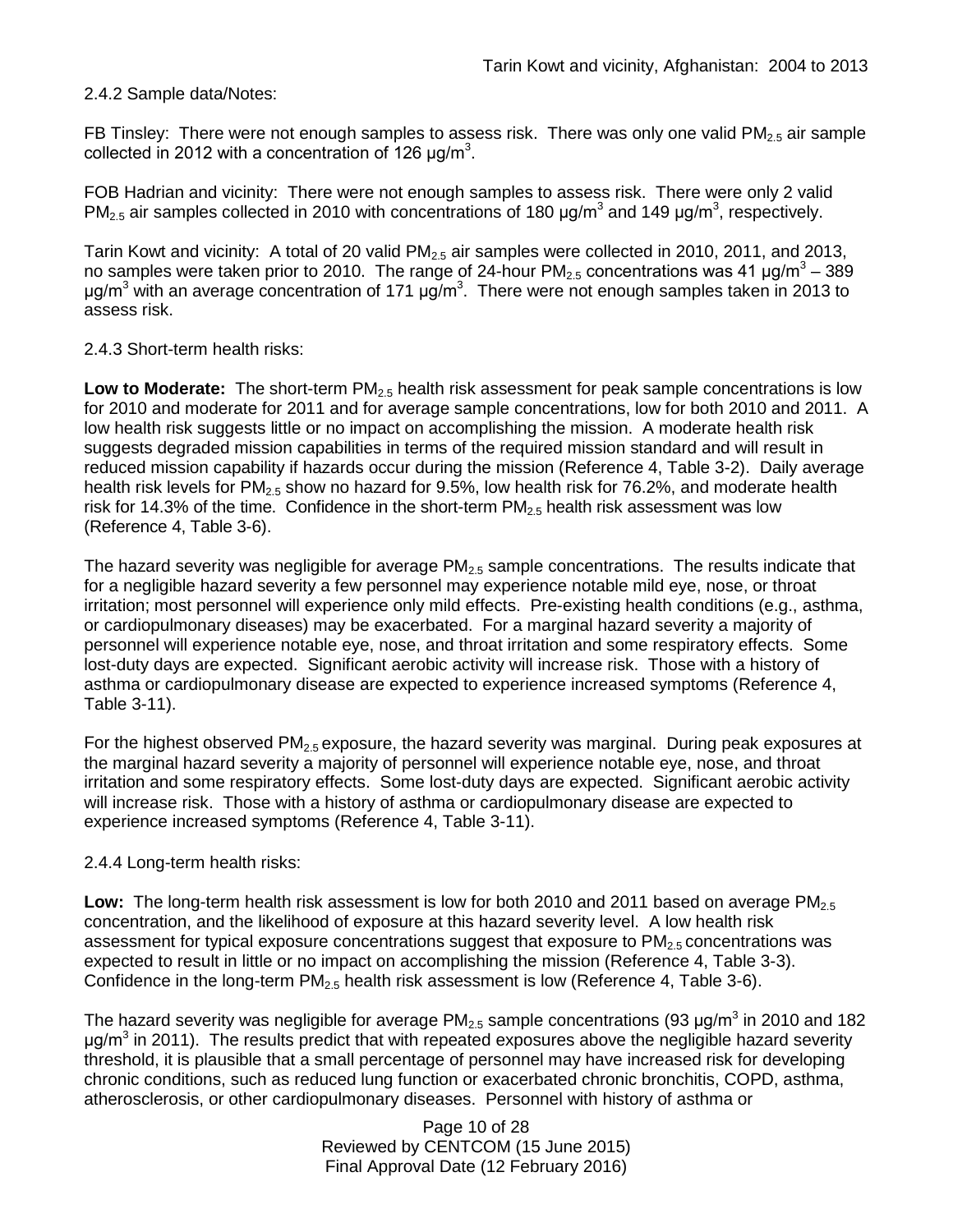2.4.2 Sample data/Notes:

FB Tinsley: There were not enough samples to assess risk. There was only one valid $PM_{2.5}$ air sample collected in 2012 with a concentration of 126 μg/m$^3$.

FOB Hadrian and vicinity: There were not enough samples to assess risk. There were only 2 valid $PM_{2.5}$ air samples collected in 2010 with concentrations of 180 μg/m$^3$ and 149 μg/m$^3$, respectively.

Tarin Kowt and vicinity: A total of 20 valid $PM_{2.5}$ air samples were collected in 2010, 2011, and 2013, no samples were taken prior to 2010. The range of 24-hour $PM_{2.5}$ concentrations was 41 μg/m$^3$ – 389 μg/m$^3$ with an average concentration of 171 μg/m$^3$. There were not enough samples taken in 2013 to assess risk.

2.4.3 Short-term health risks:

**Low to Moderate:** The short-term $PM_{2.5}$ health risk assessment for peak sample concentrations is low for 2010 and moderate for 2011 and for average sample concentrations, low for both 2010 and 2011. A low health risk suggests little or no impact on accomplishing the mission. A moderate health risk suggests degraded mission capabilities in terms of the required mission standard and will result in reduced mission capability if hazards occur during the mission (Reference 4, Table 3-2). Daily average health risk levels for $PM_{2.5}$ show no hazard for 9.5%, low health risk for 76.2%, and moderate health risk for 14.3% of the time. Confidence in the short-term $PM_{2.5}$ health risk assessment was low (Reference 4, Table 3-6).

The hazard severity was negligible for average $PM_{2.5}$ sample concentrations. The results indicate that for a negligible hazard severity a few personnel may experience notable mild eye, nose, or throat irritation; most personnel will experience only mild effects. Pre-existing health conditions (e.g., asthma, or cardiopulmonary diseases) may be exacerbated. For a marginal hazard severity a majority of personnel will experience notable eye, nose, and throat irritation and some respiratory effects. Some lost-duty days are expected. Significant aerobic activity will increase risk. Those with a history of asthma or cardiopulmonary disease are expected to experience increased symptoms (Reference 4, Table 3-11).

For the highest observed $PM_{2.5}$ exposure, the hazard severity was marginal. During peak exposures at the marginal hazard severity a majority of personnel will experience notable eye, nose, and throat irritation and some respiratory effects. Some lost-duty days are expected. Significant aerobic activity will increase risk. Those with a history of asthma or cardiopulmonary disease are expected to experience increased symptoms (Reference 4, Table 3-11).

2.4.4 Long-term health risks:

**Low:** The long-term health risk assessment is low for both 2010 and 2011 based on average $PM_{2.5}$ concentration, and the likelihood of exposure at this hazard severity level. A low health risk assessment for typical exposure concentrations suggest that exposure to $PM_{2.5}$ concentrations was expected to result in little or no impact on accomplishing the mission (Reference 4, Table 3-3). Confidence in the long-term $PM_{2.5}$ health risk assessment is low (Reference 4, Table 3-6).

The hazard severity was negligible for average $PM_{2.5}$ sample concentrations (93 μg/m$^3$ in 2010 and 182 μg/m$^3$ in 2011). The results predict that with repeated exposures above the negligible hazard severity threshold, it is plausible that a small percentage of personnel may have increased risk for developing chronic conditions, such as reduced lung function or exacerbated chronic bronchitis, COPD, asthma, atherosclerosis, or other cardiopulmonary diseases. Personnel with history of asthma or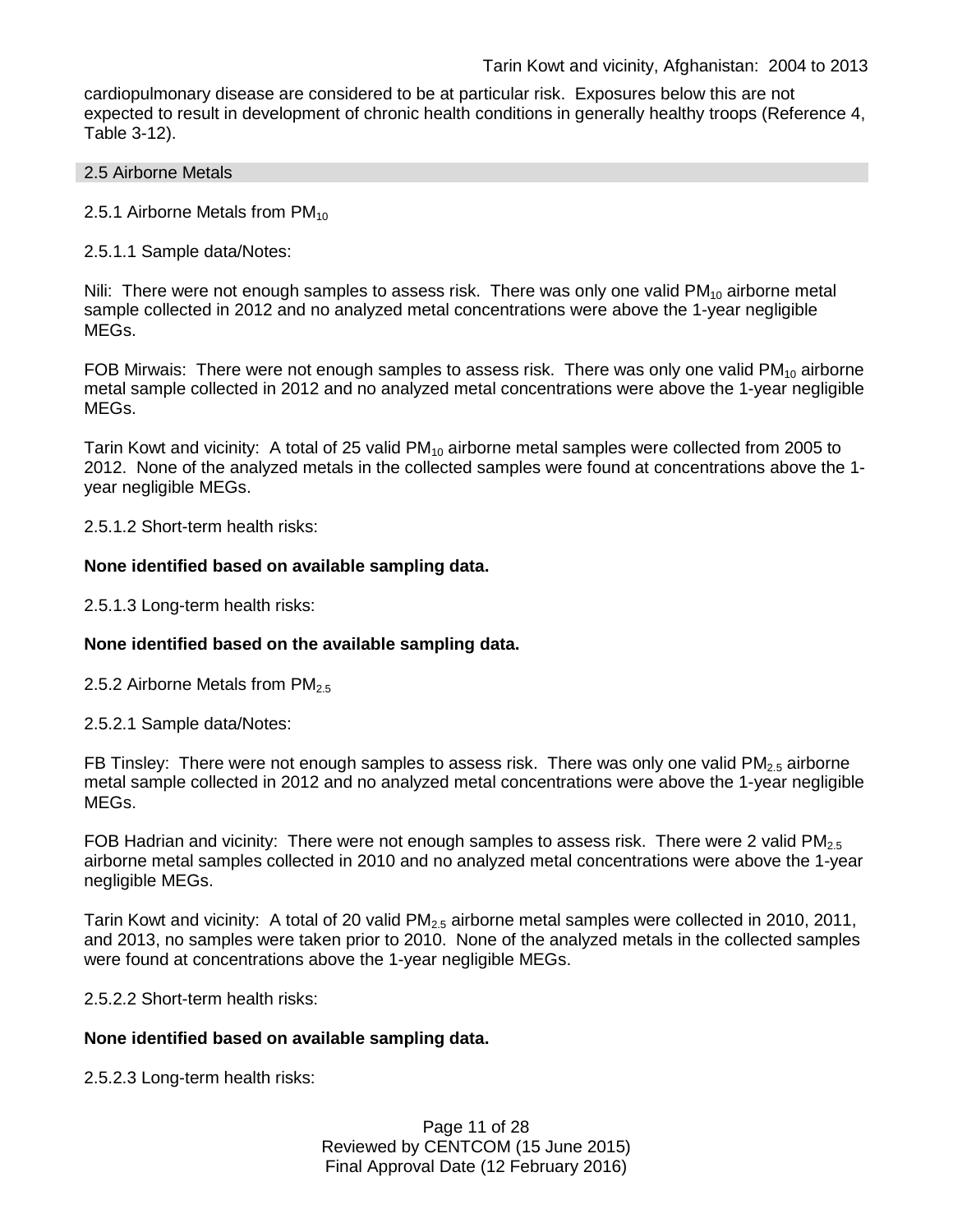cardiopulmonary disease are considered to be at particular risk. Exposures below this are not expected to result in development of chronic health conditions in generally healthy troops (Reference 4, Table 3-12).

## 2.5 Airborne Metals

### 2.5.1 Airborne Metals from $PM_{10}$

2.5.1.1 Sample data/Notes:

Nili: There were not enough samples to assess risk. There was only one valid $PM_{10}$ airborne metal sample collected in 2012 and no analyzed metal concentrations were above the 1-year negligible MEGs.

FOB Mirwais: There were not enough samples to assess risk. There was only one valid $PM_{10}$ airborne metal sample collected in 2012 and no analyzed metal concentrations were above the 1-year negligible MEGs.

Tarin Kowt and vicinity: A total of 25 valid $PM_{10}$ airborne metal samples were collected from 2005 to 2012. None of the analyzed metals in the collected samples were found at concentrations above the 1-year negligible MEGs.

2.5.1.2 Short-term health risks:

**None identified based on available sampling data.**

2.5.1.3 Long-term health risks:

**None identified based on the available sampling data.**

### 2.5.2 Airborne Metals from $PM_{2.5}$

2.5.2.1 Sample data/Notes:

FB Tinsley: There were not enough samples to assess risk. There was only one valid $PM_{2.5}$ airborne metal sample collected in 2012 and no analyzed metal concentrations were above the 1-year negligible MEGs.

FOB Hadrian and vicinity: There were not enough samples to assess risk. There were 2 valid $PM_{2.5}$ airborne metal samples collected in 2010 and no analyzed metal concentrations were above the 1-year negligible MEGs.

Tarin Kowt and vicinity: A total of 20 valid $PM_{2.5}$ airborne metal samples were collected in 2010, 2011, and 2013, no samples were taken prior to 2010. None of the analyzed metals in the collected samples were found at concentrations above the 1-year negligible MEGs.

2.5.2.2 Short-term health risks:

**None identified based on available sampling data.**

2.5.2.3 Long-term health risks: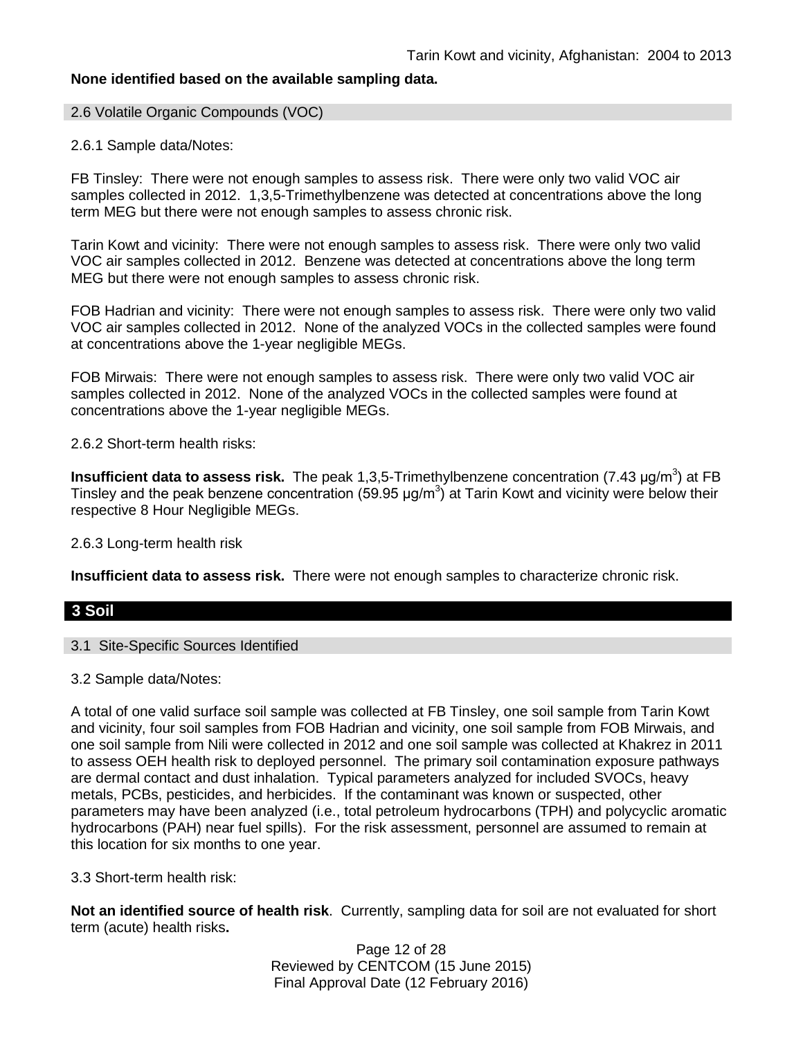**None identified based on the available sampling data.**

### 2.6 Volatile Organic Compounds (VOC)

2.6.1 Sample data/Notes:

FB Tinsley: There were not enough samples to assess risk. There were only two valid VOC air samples collected in 2012. 1,3,5-Trimethylbenzene was detected at concentrations above the long term MEG but there were not enough samples to assess chronic risk.

Tarin Kowt and vicinity: There were not enough samples to assess risk. There were only two valid VOC air samples collected in 2012. Benzene was detected at concentrations above the long term MEG but there were not enough samples to assess chronic risk.

FOB Hadrian and vicinity: There were not enough samples to assess risk. There were only two valid VOC air samples collected in 2012. None of the analyzed VOCs in the collected samples were found at concentrations above the 1-year negligible MEGs.

FOB Mirwais: There were not enough samples to assess risk. There were only two valid VOC air samples collected in 2012. None of the analyzed VOCs in the collected samples were found at concentrations above the 1-year negligible MEGs.

2.6.2 Short-term health risks:

**Insufficient data to assess risk.** The peak 1,3,5-Trimethylbenzene concentration (7.43 μg/$m^3$) at FB Tinsley and the peak benzene concentration (59.95 μg/$m^3$) at Tarin Kowt and vicinity were below their respective 8 Hour Negligible MEGs.

2.6.3 Long-term health risk

**Insufficient data to assess risk.** There were not enough samples to characterize chronic risk.

## 3 Soil

### 3.1 Site-Specific Sources Identified

3.2 Sample data/Notes:

A total of one valid surface soil sample was collected at FB Tinsley, one soil sample from Tarin Kowt and vicinity, four soil samples from FOB Hadrian and vicinity, one soil sample from FOB Mirwais, and one soil sample from Nili were collected in 2012 and one soil sample was collected at Khakrez in 2011 to assess OEH health risk to deployed personnel. The primary soil contamination exposure pathways are dermal contact and dust inhalation. Typical parameters analyzed for included SVOCs, heavy metals, PCBs, pesticides, and herbicides. If the contaminant was known or suspected, other parameters may have been analyzed (i.e., total petroleum hydrocarbons (TPH) and polycyclic aromatic hydrocarbons (PAH) near fuel spills). For the risk assessment, personnel are assumed to remain at this location for six months to one year.

3.3 Short-term health risk:

**Not an identified source of health risk**. Currently, sampling data for soil are not evaluated for short term (acute) health risks**.**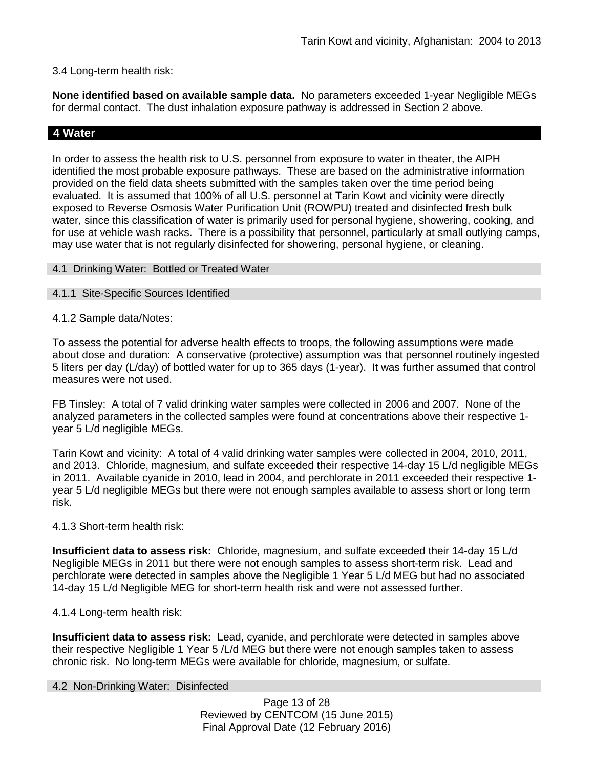3.4 Long-term health risk:

**None identified based on available sample data.** No parameters exceeded 1-year Negligible MEGs for dermal contact. The dust inhalation exposure pathway is addressed in Section 2 above.

## 4 Water

In order to assess the health risk to U.S. personnel from exposure to water in theater, the AIPH identified the most probable exposure pathways. These are based on the administrative information provided on the field data sheets submitted with the samples taken over the time period being evaluated. It is assumed that 100% of all U.S. personnel at Tarin Kowt and vicinity were directly exposed to Reverse Osmosis Water Purification Unit (ROWPU) treated and disinfected fresh bulk water, since this classification of water is primarily used for personal hygiene, showering, cooking, and for use at vehicle wash racks. There is a possibility that personnel, particularly at small outlying camps, may use water that is not regularly disinfected for showering, personal hygiene, or cleaning.

### 4.1 Drinking Water: Bottled or Treated Water

#### 4.1.1 Site-Specific Sources Identified

4.1.2 Sample data/Notes:

To assess the potential for adverse health effects to troops, the following assumptions were made about dose and duration: A conservative (protective) assumption was that personnel routinely ingested 5 liters per day (L/day) of bottled water for up to 365 days (1-year). It was further assumed that control measures were not used.

FB Tinsley: A total of 7 valid drinking water samples were collected in 2006 and 2007. None of the analyzed parameters in the collected samples were found at concentrations above their respective 1-year 5 L/d negligible MEGs.

Tarin Kowt and vicinity: A total of 4 valid drinking water samples were collected in 2004, 2010, 2011, and 2013. Chloride, magnesium, and sulfate exceeded their respective 14-day 15 L/d negligible MEGs in 2011. Available cyanide in 2010, lead in 2004, and perchlorate in 2011 exceeded their respective 1-year 5 L/d negligible MEGs but there were not enough samples available to assess short or long term risk.

4.1.3 Short-term health risk:

**Insufficient data to assess risk:** Chloride, magnesium, and sulfate exceeded their 14-day 15 L/d Negligible MEGs in 2011 but there were not enough samples to assess short-term risk. Lead and perchlorate were detected in samples above the Negligible 1 Year 5 L/d MEG but had no associated 14-day 15 L/d Negligible MEG for short-term health risk and were not assessed further.

4.1.4 Long-term health risk:

**Insufficient data to assess risk:** Lead, cyanide, and perchlorate were detected in samples above their respective Negligible 1 Year 5 /L/d MEG but there were not enough samples taken to assess chronic risk. No long-term MEGs were available for chloride, magnesium, or sulfate.

### 4.2 Non-Drinking Water: Disinfected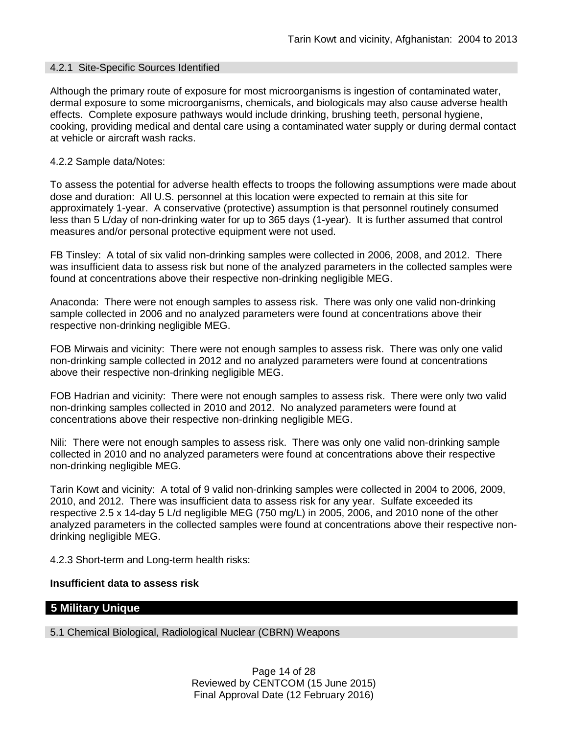### 4.2.1 Site-Specific Sources Identified

Although the primary route of exposure for most microorganisms is ingestion of contaminated water, dermal exposure to some microorganisms, chemicals, and biologicals may also cause adverse health effects. Complete exposure pathways would include drinking, brushing teeth, personal hygiene, cooking, providing medical and dental care using a contaminated water supply or during dermal contact at vehicle or aircraft wash racks.

4.2.2 Sample data/Notes:

To assess the potential for adverse health effects to troops the following assumptions were made about dose and duration: All U.S. personnel at this location were expected to remain at this site for approximately 1-year. A conservative (protective) assumption is that personnel routinely consumed less than 5 L/day of non-drinking water for up to 365 days (1-year). It is further assumed that control measures and/or personal protective equipment were not used.

FB Tinsley: A total of six valid non-drinking samples were collected in 2006, 2008, and 2012. There was insufficient data to assess risk but none of the analyzed parameters in the collected samples were found at concentrations above their respective non-drinking negligible MEG.

Anaconda: There were not enough samples to assess risk. There was only one valid non-drinking sample collected in 2006 and no analyzed parameters were found at concentrations above their respective non-drinking negligible MEG.

FOB Mirwais and vicinity: There were not enough samples to assess risk. There was only one valid non-drinking sample collected in 2012 and no analyzed parameters were found at concentrations above their respective non-drinking negligible MEG.

FOB Hadrian and vicinity: There were not enough samples to assess risk. There were only two valid non-drinking samples collected in 2010 and 2012. No analyzed parameters were found at concentrations above their respective non-drinking negligible MEG.

Nili: There were not enough samples to assess risk. There was only one valid non-drinking sample collected in 2010 and no analyzed parameters were found at concentrations above their respective non-drinking negligible MEG.

Tarin Kowt and vicinity: A total of 9 valid non-drinking samples were collected in 2004 to 2006, 2009, 2010, and 2012. There was insufficient data to assess risk for any year. Sulfate exceeded its respective 2.5 x 14-day 5 L/d negligible MEG (750 mg/L) in 2005, 2006, and 2010 none of the other analyzed parameters in the collected samples were found at concentrations above their respective non-drinking negligible MEG.

4.2.3 Short-term and Long-term health risks:

**Insufficient data to assess risk**

## 5 Military Unique

### 5.1 Chemical Biological, Radiological Nuclear (CBRN) Weapons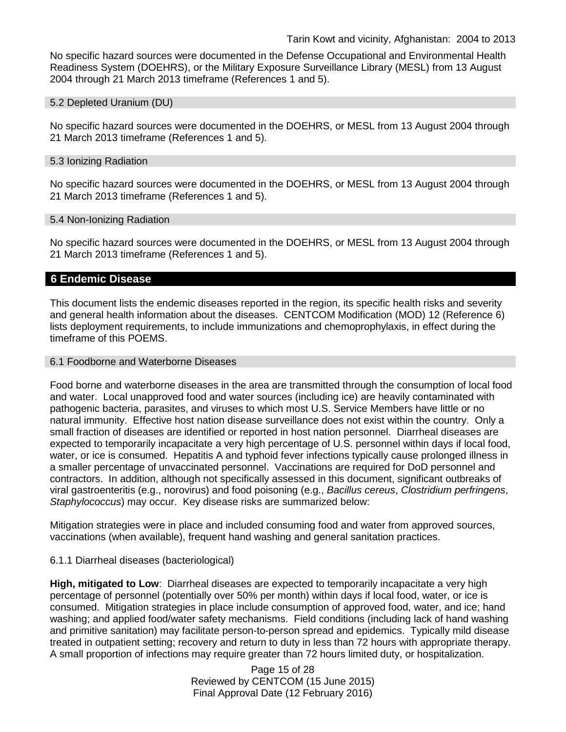No specific hazard sources were documented in the Defense Occupational and Environmental Health Readiness System (DOEHRS), or the Military Exposure Surveillance Library (MESL) from 13 August 2004 through 21 March 2013 timeframe (References 1 and 5).

### 5.2 Depleted Uranium (DU)

No specific hazard sources were documented in the DOEHRS, or MESL from 13 August 2004 through 21 March 2013 timeframe (References 1 and 5).

### 5.3 Ionizing Radiation

No specific hazard sources were documented in the DOEHRS, or MESL from 13 August 2004 through 21 March 2013 timeframe (References 1 and 5).

### 5.4 Non-Ionizing Radiation

No specific hazard sources were documented in the DOEHRS, or MESL from 13 August 2004 through 21 March 2013 timeframe (References 1 and 5).

## 6 Endemic Disease

This document lists the endemic diseases reported in the region, its specific health risks and severity and general health information about the diseases. CENTCOM Modification (MOD) 12 (Reference 6) lists deployment requirements, to include immunizations and chemoprophylaxis, in effect during the timeframe of this POEMS.

### 6.1 Foodborne and Waterborne Diseases

Food borne and waterborne diseases in the area are transmitted through the consumption of local food and water. Local unapproved food and water sources (including ice) are heavily contaminated with pathogenic bacteria, parasites, and viruses to which most U.S. Service Members have little or no natural immunity. Effective host nation disease surveillance does not exist within the country. Only a small fraction of diseases are identified or reported in host nation personnel. Diarrheal diseases are expected to temporarily incapacitate a very high percentage of U.S. personnel within days if local food, water, or ice is consumed. Hepatitis A and typhoid fever infections typically cause prolonged illness in a smaller percentage of unvaccinated personnel. Vaccinations are required for DoD personnel and contractors. In addition, although not specifically assessed in this document, significant outbreaks of viral gastroenteritis (e.g., norovirus) and food poisoning (e.g., *Bacillus cereus*, *Clostridium perfringens*, *Staphylococcus*) may occur. Key disease risks are summarized below:

Mitigation strategies were in place and included consuming food and water from approved sources, vaccinations (when available), frequent hand washing and general sanitation practices.

#### 6.1.1 Diarrheal diseases (bacteriological)

**High, mitigated to Low**: Diarrheal diseases are expected to temporarily incapacitate a very high percentage of personnel (potentially over 50% per month) within days if local food, water, or ice is consumed. Mitigation strategies in place include consumption of approved food, water, and ice; hand washing; and applied food/water safety mechanisms. Field conditions (including lack of hand washing and primitive sanitation) may facilitate person-to-person spread and epidemics. Typically mild disease treated in outpatient setting; recovery and return to duty in less than 72 hours with appropriate therapy. A small proportion of infections may require greater than 72 hours limited duty, or hospitalization.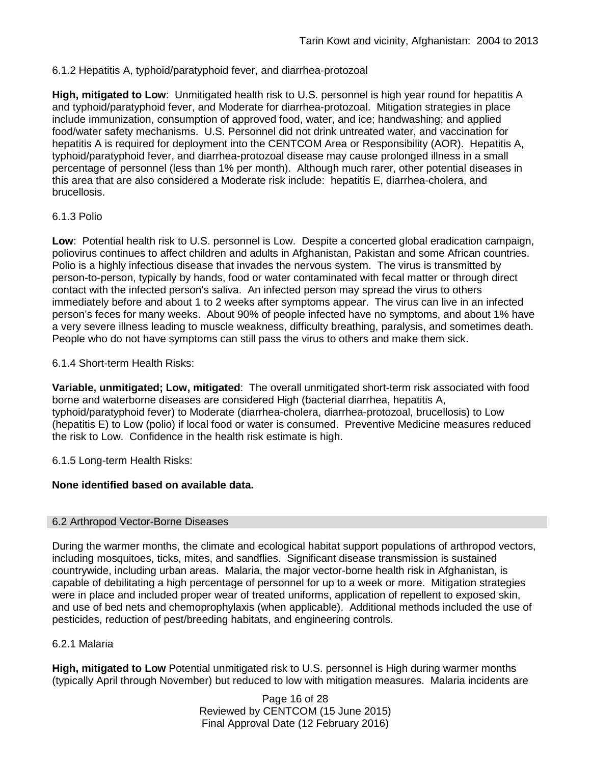6.1.2 Hepatitis A, typhoid/paratyphoid fever, and diarrhea-protozoal

**High, mitigated to Low**: Unmitigated health risk to U.S. personnel is high year round for hepatitis A and typhoid/paratyphoid fever, and Moderate for diarrhea-protozoal. Mitigation strategies in place include immunization, consumption of approved food, water, and ice; handwashing; and applied food/water safety mechanisms. U.S. Personnel did not drink untreated water, and vaccination for hepatitis A is required for deployment into the CENTCOM Area or Responsibility (AOR). Hepatitis A, typhoid/paratyphoid fever, and diarrhea-protozoal disease may cause prolonged illness in a small percentage of personnel (less than 1% per month). Although much rarer, other potential diseases in this area that are also considered a Moderate risk include: hepatitis E, diarrhea-cholera, and brucellosis.

6.1.3 Polio

**Low**: Potential health risk to U.S. personnel is Low. Despite a concerted global eradication campaign, poliovirus continues to affect children and adults in Afghanistan, Pakistan and some African countries. Polio is a highly infectious disease that invades the nervous system. The virus is transmitted by person-to-person, typically by hands, food or water contaminated with fecal matter or through direct contact with the infected person's saliva. An infected person may spread the virus to others immediately before and about 1 to 2 weeks after symptoms appear. The virus can live in an infected person's feces for many weeks. About 90% of people infected have no symptoms, and about 1% have a very severe illness leading to muscle weakness, difficulty breathing, paralysis, and sometimes death. People who do not have symptoms can still pass the virus to others and make them sick.

6.1.4 Short-term Health Risks:

**Variable, unmitigated; Low, mitigated**: The overall unmitigated short-term risk associated with food borne and waterborne diseases are considered High (bacterial diarrhea, hepatitis A, typhoid/paratyphoid fever) to Moderate (diarrhea-cholera, diarrhea-protozoal, brucellosis) to Low (hepatitis E) to Low (polio) if local food or water is consumed. Preventive Medicine measures reduced the risk to Low. Confidence in the health risk estimate is high.

6.1.5 Long-term Health Risks:

**None identified based on available data.**

## 6.2 Arthropod Vector-Borne Diseases

During the warmer months, the climate and ecological habitat support populations of arthropod vectors, including mosquitoes, ticks, mites, and sandflies. Significant disease transmission is sustained countrywide, including urban areas. Malaria, the major vector-borne health risk in Afghanistan, is capable of debilitating a high percentage of personnel for up to a week or more. Mitigation strategies were in place and included proper wear of treated uniforms, application of repellent to exposed skin, and use of bed nets and chemoprophylaxis (when applicable). Additional methods included the use of pesticides, reduction of pest/breeding habitats, and engineering controls.

6.2.1 Malaria

**High, mitigated to Low** Potential unmitigated risk to U.S. personnel is High during warmer months (typically April through November) but reduced to low with mitigation measures. Malaria incidents are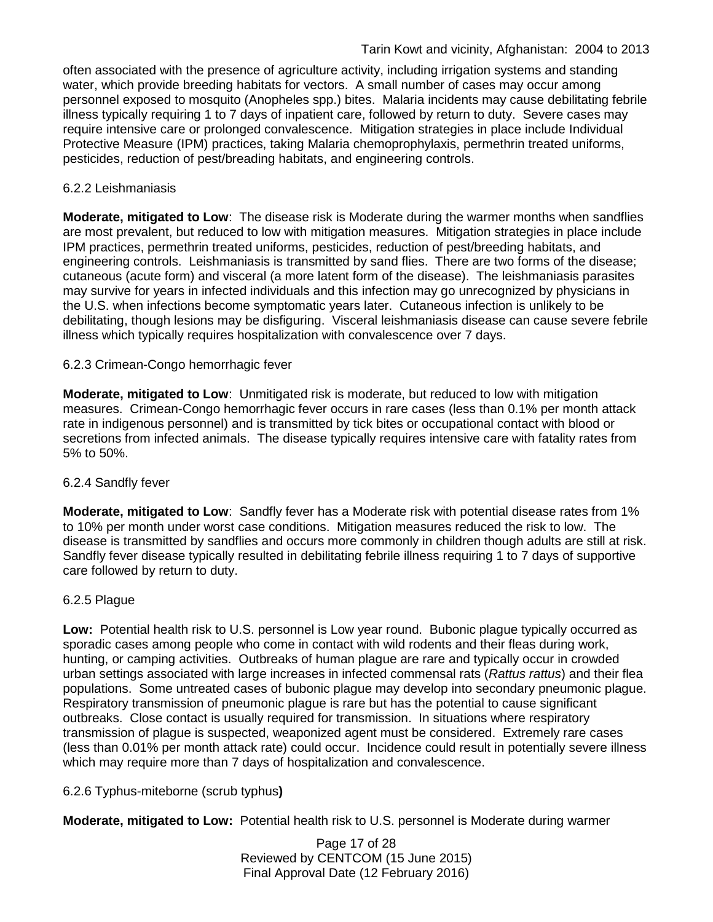often associated with the presence of agriculture activity, including irrigation systems and standing water, which provide breeding habitats for vectors. A small number of cases may occur among personnel exposed to mosquito (Anopheles spp.) bites. Malaria incidents may cause debilitating febrile illness typically requiring 1 to 7 days of inpatient care, followed by return to duty. Severe cases may require intensive care or prolonged convalescence. Mitigation strategies in place include Individual Protective Measure (IPM) practices, taking Malaria chemoprophylaxis, permethrin treated uniforms, pesticides, reduction of pest/breading habitats, and engineering controls.

6.2.2 Leishmaniasis

**Moderate, mitigated to Low**: The disease risk is Moderate during the warmer months when sandflies are most prevalent, but reduced to low with mitigation measures. Mitigation strategies in place include IPM practices, permethrin treated uniforms, pesticides, reduction of pest/breeding habitats, and engineering controls. Leishmaniasis is transmitted by sand flies. There are two forms of the disease; cutaneous (acute form) and visceral (a more latent form of the disease). The leishmaniasis parasites may survive for years in infected individuals and this infection may go unrecognized by physicians in the U.S. when infections become symptomatic years later. Cutaneous infection is unlikely to be debilitating, though lesions may be disfiguring. Visceral leishmaniasis disease can cause severe febrile illness which typically requires hospitalization with convalescence over 7 days.

6.2.3 Crimean-Congo hemorrhagic fever

**Moderate, mitigated to Low**: Unmitigated risk is moderate, but reduced to low with mitigation measures. Crimean-Congo hemorrhagic fever occurs in rare cases (less than 0.1% per month attack rate in indigenous personnel) and is transmitted by tick bites or occupational contact with blood or secretions from infected animals. The disease typically requires intensive care with fatality rates from 5% to 50%.

6.2.4 Sandfly fever

**Moderate, mitigated to Low**: Sandfly fever has a Moderate risk with potential disease rates from 1% to 10% per month under worst case conditions. Mitigation measures reduced the risk to low. The disease is transmitted by sandflies and occurs more commonly in children though adults are still at risk. Sandfly fever disease typically resulted in debilitating febrile illness requiring 1 to 7 days of supportive care followed by return to duty.

6.2.5 Plague

**Low:** Potential health risk to U.S. personnel is Low year round. Bubonic plague typically occurred as sporadic cases among people who come in contact with wild rodents and their fleas during work, hunting, or camping activities. Outbreaks of human plague are rare and typically occur in crowded urban settings associated with large increases in infected commensal rats (*Rattus rattus*) and their flea populations. Some untreated cases of bubonic plague may develop into secondary pneumonic plague. Respiratory transmission of pneumonic plague is rare but has the potential to cause significant outbreaks. Close contact is usually required for transmission. In situations where respiratory transmission of plague is suspected, weaponized agent must be considered. Extremely rare cases (less than 0.01% per month attack rate) could occur. Incidence could result in potentially severe illness which may require more than 7 days of hospitalization and convalescence.

6.2.6 Typhus-miteborne (scrub typhus**)**

**Moderate, mitigated to Low:** Potential health risk to U.S. personnel is Moderate during warmer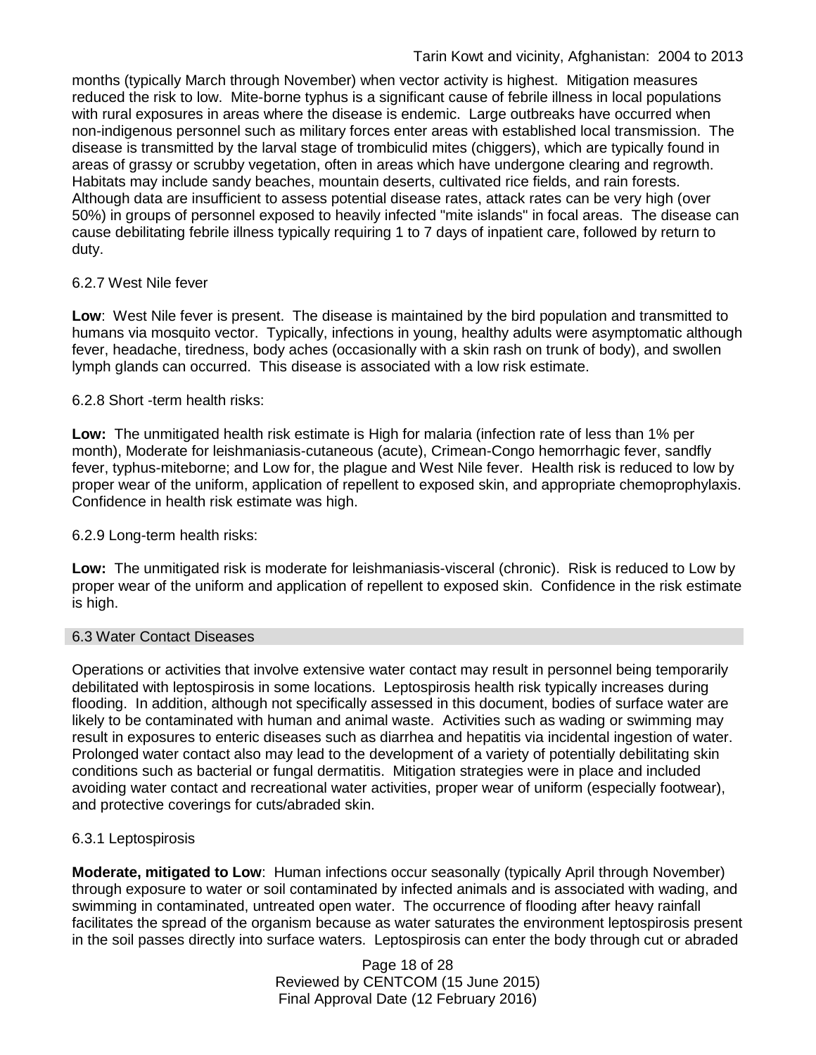months (typically March through November) when vector activity is highest. Mitigation measures reduced the risk to low. Mite-borne typhus is a significant cause of febrile illness in local populations with rural exposures in areas where the disease is endemic. Large outbreaks have occurred when non-indigenous personnel such as military forces enter areas with established local transmission. The disease is transmitted by the larval stage of trombiculid mites (chiggers), which are typically found in areas of grassy or scrubby vegetation, often in areas which have undergone clearing and regrowth. Habitats may include sandy beaches, mountain deserts, cultivated rice fields, and rain forests. Although data are insufficient to assess potential disease rates, attack rates can be very high (over 50%) in groups of personnel exposed to heavily infected "mite islands" in focal areas. The disease can cause debilitating febrile illness typically requiring 1 to 7 days of inpatient care, followed by return to duty.

#### 6.2.7 West Nile fever

**Low**: West Nile fever is present. The disease is maintained by the bird population and transmitted to humans via mosquito vector. Typically, infections in young, healthy adults were asymptomatic although fever, headache, tiredness, body aches (occasionally with a skin rash on trunk of body), and swollen lymph glands can occurred. This disease is associated with a low risk estimate.

#### 6.2.8 Short -term health risks:

**Low:** The unmitigated health risk estimate is High for malaria (infection rate of less than 1% per month), Moderate for leishmaniasis-cutaneous (acute), Crimean-Congo hemorrhagic fever, sandfly fever, typhus-miteborne; and Low for, the plague and West Nile fever. Health risk is reduced to low by proper wear of the uniform, application of repellent to exposed skin, and appropriate chemoprophylaxis. Confidence in health risk estimate was high.

#### 6.2.9 Long-term health risks:

**Low:** The unmitigated risk is moderate for leishmaniasis-visceral (chronic). Risk is reduced to Low by proper wear of the uniform and application of repellent to exposed skin. Confidence in the risk estimate is high.

### 6.3 Water Contact Diseases

Operations or activities that involve extensive water contact may result in personnel being temporarily debilitated with leptospirosis in some locations. Leptospirosis health risk typically increases during flooding. In addition, although not specifically assessed in this document, bodies of surface water are likely to be contaminated with human and animal waste. Activities such as wading or swimming may result in exposures to enteric diseases such as diarrhea and hepatitis via incidental ingestion of water. Prolonged water contact also may lead to the development of a variety of potentially debilitating skin conditions such as bacterial or fungal dermatitis. Mitigation strategies were in place and included avoiding water contact and recreational water activities, proper wear of uniform (especially footwear), and protective coverings for cuts/abraded skin.

#### 6.3.1 Leptospirosis

**Moderate, mitigated to Low**: Human infections occur seasonally (typically April through November) through exposure to water or soil contaminated by infected animals and is associated with wading, and swimming in contaminated, untreated open water. The occurrence of flooding after heavy rainfall facilitates the spread of the organism because as water saturates the environment leptospirosis present in the soil passes directly into surface waters. Leptospirosis can enter the body through cut or abraded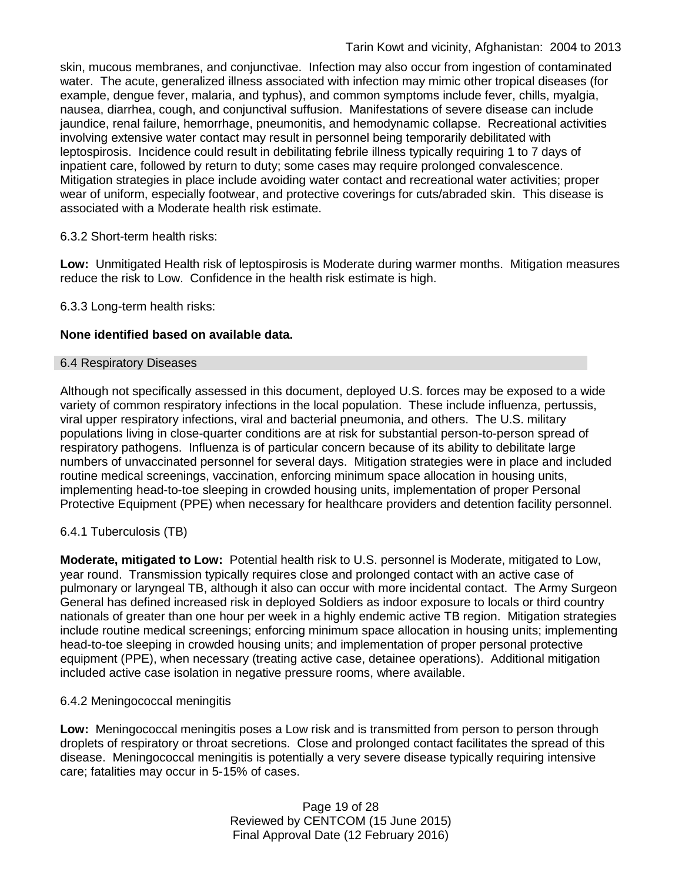skin, mucous membranes, and conjunctivae. Infection may also occur from ingestion of contaminated water. The acute, generalized illness associated with infection may mimic other tropical diseases (for example, dengue fever, malaria, and typhus), and common symptoms include fever, chills, myalgia, nausea, diarrhea, cough, and conjunctival suffusion. Manifestations of severe disease can include jaundice, renal failure, hemorrhage, pneumonitis, and hemodynamic collapse. Recreational activities involving extensive water contact may result in personnel being temporarily debilitated with leptospirosis. Incidence could result in debilitating febrile illness typically requiring 1 to 7 days of inpatient care, followed by return to duty; some cases may require prolonged convalescence. Mitigation strategies in place include avoiding water contact and recreational water activities; proper wear of uniform, especially footwear, and protective coverings for cuts/abraded skin. This disease is associated with a Moderate health risk estimate.

6.3.2 Short-term health risks:

**Low:** Unmitigated Health risk of leptospirosis is Moderate during warmer months. Mitigation measures reduce the risk to Low. Confidence in the health risk estimate is high.

6.3.3 Long-term health risks:

**None identified based on available data.**

## 6.4 Respiratory Diseases

Although not specifically assessed in this document, deployed U.S. forces may be exposed to a wide variety of common respiratory infections in the local population. These include influenza, pertussis, viral upper respiratory infections, viral and bacterial pneumonia, and others. The U.S. military populations living in close-quarter conditions are at risk for substantial person-to-person spread of respiratory pathogens. Influenza is of particular concern because of its ability to debilitate large numbers of unvaccinated personnel for several days. Mitigation strategies were in place and included routine medical screenings, vaccination, enforcing minimum space allocation in housing units, implementing head-to-toe sleeping in crowded housing units, implementation of proper Personal Protective Equipment (PPE) when necessary for healthcare providers and detention facility personnel.

6.4.1 Tuberculosis (TB)

**Moderate, mitigated to Low:** Potential health risk to U.S. personnel is Moderate, mitigated to Low, year round. Transmission typically requires close and prolonged contact with an active case of pulmonary or laryngeal TB, although it also can occur with more incidental contact. The Army Surgeon General has defined increased risk in deployed Soldiers as indoor exposure to locals or third country nationals of greater than one hour per week in a highly endemic active TB region. Mitigation strategies include routine medical screenings; enforcing minimum space allocation in housing units; implementing head-to-toe sleeping in crowded housing units; and implementation of proper personal protective equipment (PPE), when necessary (treating active case, detainee operations). Additional mitigation included active case isolation in negative pressure rooms, where available.

6.4.2 Meningococcal meningitis

**Low:** Meningococcal meningitis poses a Low risk and is transmitted from person to person through droplets of respiratory or throat secretions. Close and prolonged contact facilitates the spread of this disease. Meningococcal meningitis is potentially a very severe disease typically requiring intensive care; fatalities may occur in 5-15% of cases.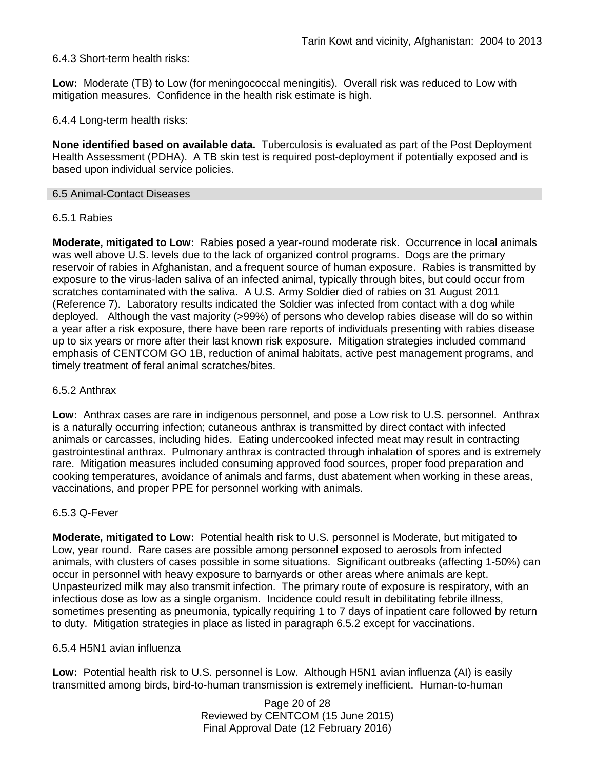6.4.3 Short-term health risks:

**Low:** Moderate (TB) to Low (for meningococcal meningitis). Overall risk was reduced to Low with mitigation measures. Confidence in the health risk estimate is high.

6.4.4 Long-term health risks:

**None identified based on available data.** Tuberculosis is evaluated as part of the Post Deployment Health Assessment (PDHA). A TB skin test is required post-deployment if potentially exposed and is based upon individual service policies.

## 6.5 Animal-Contact Diseases

### 6.5.1 Rabies

**Moderate, mitigated to Low:** Rabies posed a year-round moderate risk. Occurrence in local animals was well above U.S. levels due to the lack of organized control programs. Dogs are the primary reservoir of rabies in Afghanistan, and a frequent source of human exposure. Rabies is transmitted by exposure to the virus-laden saliva of an infected animal, typically through bites, but could occur from scratches contaminated with the saliva. A U.S. Army Soldier died of rabies on 31 August 2011 (Reference 7). Laboratory results indicated the Soldier was infected from contact with a dog while deployed. Although the vast majority (>99%) of persons who develop rabies disease will do so within a year after a risk exposure, there have been rare reports of individuals presenting with rabies disease up to six years or more after their last known risk exposure. Mitigation strategies included command emphasis of CENTCOM GO 1B, reduction of animal habitats, active pest management programs, and timely treatment of feral animal scratches/bites.

### 6.5.2 Anthrax

**Low:** Anthrax cases are rare in indigenous personnel, and pose a Low risk to U.S. personnel. Anthrax is a naturally occurring infection; cutaneous anthrax is transmitted by direct contact with infected animals or carcasses, including hides. Eating undercooked infected meat may result in contracting gastrointestinal anthrax. Pulmonary anthrax is contracted through inhalation of spores and is extremely rare. Mitigation measures included consuming approved food sources, proper food preparation and cooking temperatures, avoidance of animals and farms, dust abatement when working in these areas, vaccinations, and proper PPE for personnel working with animals.

### 6.5.3 Q-Fever

**Moderate, mitigated to Low:** Potential health risk to U.S. personnel is Moderate, but mitigated to Low, year round. Rare cases are possible among personnel exposed to aerosols from infected animals, with clusters of cases possible in some situations. Significant outbreaks (affecting 1-50%) can occur in personnel with heavy exposure to barnyards or other areas where animals are kept. Unpasteurized milk may also transmit infection. The primary route of exposure is respiratory, with an infectious dose as low as a single organism. Incidence could result in debilitating febrile illness, sometimes presenting as pneumonia, typically requiring 1 to 7 days of inpatient care followed by return to duty. Mitigation strategies in place as listed in paragraph 6.5.2 except for vaccinations.

### 6.5.4 H5N1 avian influenza

**Low:** Potential health risk to U.S. personnel is Low. Although H5N1 avian influenza (AI) is easily transmitted among birds, bird-to-human transmission is extremely inefficient. Human-to-human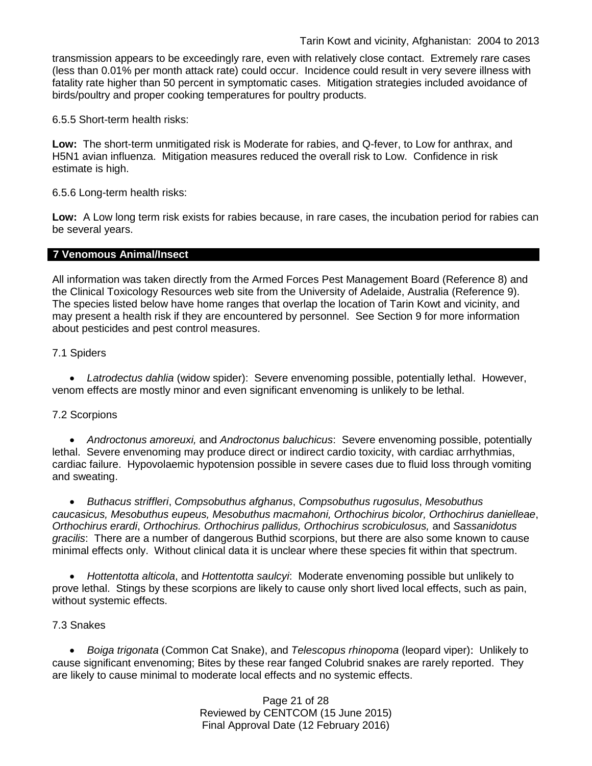transmission appears to be exceedingly rare, even with relatively close contact. Extremely rare cases (less than 0.01% per month attack rate) could occur. Incidence could result in very severe illness with fatality rate higher than 50 percent in symptomatic cases. Mitigation strategies included avoidance of birds/poultry and proper cooking temperatures for poultry products.

6.5.5 Short-term health risks:

**Low:** The short-term unmitigated risk is Moderate for rabies, and Q-fever, to Low for anthrax, and H5N1 avian influenza. Mitigation measures reduced the overall risk to Low. Confidence in risk estimate is high.

6.5.6 Long-term health risks:

**Low:** A Low long term risk exists for rabies because, in rare cases, the incubation period for rabies can be several years.

## 7 Venomous Animal/Insect

All information was taken directly from the Armed Forces Pest Management Board (Reference 8) and the Clinical Toxicology Resources web site from the University of Adelaide, Australia (Reference 9). The species listed below have home ranges that overlap the location of Tarin Kowt and vicinity, and may present a health risk if they are encountered by personnel. See Section 9 for more information about pesticides and pest control measures.

7.1 Spiders

- *Latrodectus dahlia* (widow spider): Severe envenoming possible, potentially lethal. However, venom effects are mostly minor and even significant envenoming is unlikely to be lethal.

7.2 Scorpions

- *Androctonus amoreuxi,* and *Androctonus baluchicus*: Severe envenoming possible, potentially lethal. Severe envenoming may produce direct or indirect cardio toxicity, with cardiac arrhythmias, cardiac failure. Hypovolaemic hypotension possible in severe cases due to fluid loss through vomiting and sweating.
- *Buthacus striffleri*, *Compsobuthus afghanus*, *Compsobuthus rugosulus*, *Mesobuthus caucasicus, Mesobuthus eupeus, Mesobuthus macmahoni, Orthochirus bicolor, Orthochirus danielleae*, *Orthochirus erardi*, *Orthochirus. Orthochirus pallidus, Orthochirus scrobiculosus,* and *Sassanidotus gracilis*: There are a number of dangerous Buthid scorpions, but there are also some known to cause minimal effects only. Without clinical data it is unclear where these species fit within that spectrum.
- *Hottentotta alticola*, and *Hottentotta saulcyi*: Moderate envenoming possible but unlikely to prove lethal. Stings by these scorpions are likely to cause only short lived local effects, such as pain, without systemic effects.

7.3 Snakes

- *Boiga trigonata* (Common Cat Snake), and *Telescopus rhinopoma* (leopard viper): Unlikely to cause significant envenoming; Bites by these rear fanged Colubrid snakes are rarely reported. They are likely to cause minimal to moderate local effects and no systemic effects.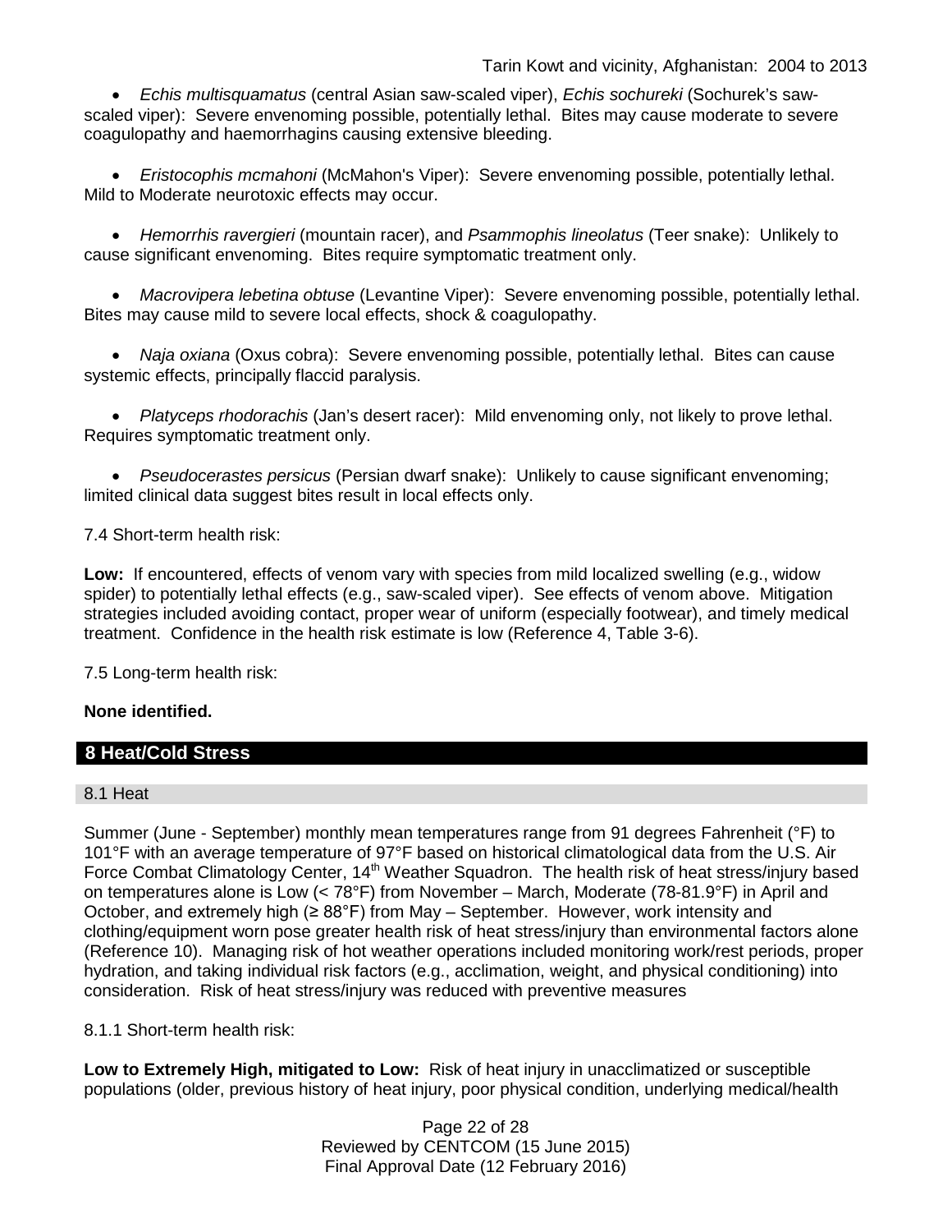- *Echis multisquamatus* (central Asian saw-scaled viper), *Echis sochureki* (Sochurek's saw-scaled viper): Severe envenoming possible, potentially lethal. Bites may cause moderate to severe coagulopathy and haemorrhagins causing extensive bleeding.

- *Eristocophis mcmahoni* (McMahon's Viper): Severe envenoming possible, potentially lethal. Mild to Moderate neurotoxic effects may occur.

- *Hemorrhis ravergieri* (mountain racer), and *Psammophis lineolatus* (Teer snake): Unlikely to cause significant envenoming. Bites require symptomatic treatment only.

- *Macrovipera lebetina obtuse* (Levantine Viper): Severe envenoming possible, potentially lethal. Bites may cause mild to severe local effects, shock & coagulopathy.

- *Naja oxiana* (Oxus cobra): Severe envenoming possible, potentially lethal. Bites can cause systemic effects, principally flaccid paralysis.

- *Platyceps rhodorachis* (Jan's desert racer): Mild envenoming only, not likely to prove lethal. Requires symptomatic treatment only.

- *Pseudocerastes persicus* (Persian dwarf snake): Unlikely to cause significant envenoming; limited clinical data suggest bites result in local effects only.

7.4 Short-term health risk:

**Low:** If encountered, effects of venom vary with species from mild localized swelling (e.g., widow spider) to potentially lethal effects (e.g., saw-scaled viper). See effects of venom above. Mitigation strategies included avoiding contact, proper wear of uniform (especially footwear), and timely medical treatment. Confidence in the health risk estimate is low (Reference 4, Table 3-6).

7.5 Long-term health risk:

**None identified.**

## 8 Heat/Cold Stress

### 8.1 Heat

Summer (June - September) monthly mean temperatures range from 91 degrees Fahrenheit (°F) to 101°F with an average temperature of 97°F based on historical climatological data from the U.S. Air Force Combat Climatology Center, 14th Weather Squadron. The health risk of heat stress/injury based on temperatures alone is Low (< 78°F) from November – March, Moderate (78-81.9°F) in April and October, and extremely high (≥ 88°F) from May – September. However, work intensity and clothing/equipment worn pose greater health risk of heat stress/injury than environmental factors alone (Reference 10). Managing risk of hot weather operations included monitoring work/rest periods, proper hydration, and taking individual risk factors (e.g., acclimation, weight, and physical conditioning) into consideration. Risk of heat stress/injury was reduced with preventive measures

8.1.1 Short-term health risk:

**Low to Extremely High, mitigated to Low:** Risk of heat injury in unacclimatized or susceptible populations (older, previous history of heat injury, poor physical condition, underlying medical/health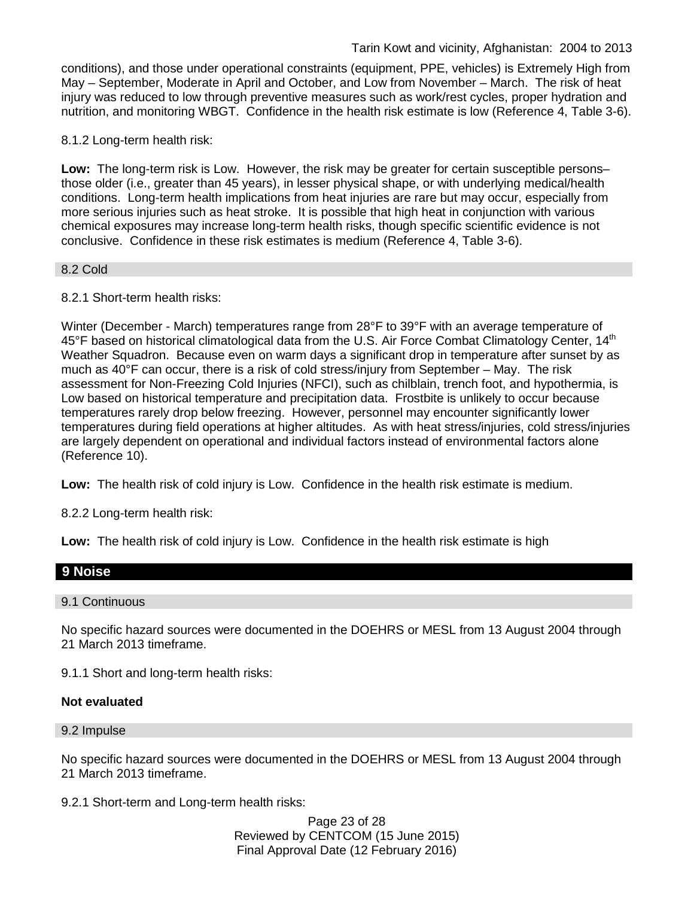conditions), and those under operational constraints (equipment, PPE, vehicles) is Extremely High from May – September, Moderate in April and October, and Low from November – March. The risk of heat injury was reduced to low through preventive measures such as work/rest cycles, proper hydration and nutrition, and monitoring WBGT. Confidence in the health risk estimate is low (Reference 4, Table 3-6).

8.1.2 Long-term health risk:

**Low:** The long-term risk is Low. However, the risk may be greater for certain susceptible persons– those older (i.e., greater than 45 years), in lesser physical shape, or with underlying medical/health conditions. Long-term health implications from heat injuries are rare but may occur, especially from more serious injuries such as heat stroke. It is possible that high heat in conjunction with various chemical exposures may increase long-term health risks, though specific scientific evidence is not conclusive. Confidence in these risk estimates is medium (Reference 4, Table 3-6).

### 8.2 Cold

8.2.1 Short-term health risks:

Winter (December - March) temperatures range from 28°F to 39°F with an average temperature of 45°F based on historical climatological data from the U.S. Air Force Combat Climatology Center, 14th Weather Squadron. Because even on warm days a significant drop in temperature after sunset by as much as 40°F can occur, there is a risk of cold stress/injury from September – May. The risk assessment for Non-Freezing Cold Injuries (NFCI), such as chilblain, trench foot, and hypothermia, is Low based on historical temperature and precipitation data. Frostbite is unlikely to occur because temperatures rarely drop below freezing. However, personnel may encounter significantly lower temperatures during field operations at higher altitudes. As with heat stress/injuries, cold stress/injuries are largely dependent on operational and individual factors instead of environmental factors alone (Reference 10).

**Low:** The health risk of cold injury is Low. Confidence in the health risk estimate is medium.

8.2.2 Long-term health risk:

**Low:** The health risk of cold injury is Low. Confidence in the health risk estimate is high

## 9 Noise

### 9.1 Continuous

No specific hazard sources were documented in the DOEHRS or MESL from 13 August 2004 through 21 March 2013 timeframe.

9.1.1 Short and long-term health risks:

**Not evaluated**

### 9.2 Impulse

No specific hazard sources were documented in the DOEHRS or MESL from 13 August 2004 through 21 March 2013 timeframe.

9.2.1 Short-term and Long-term health risks: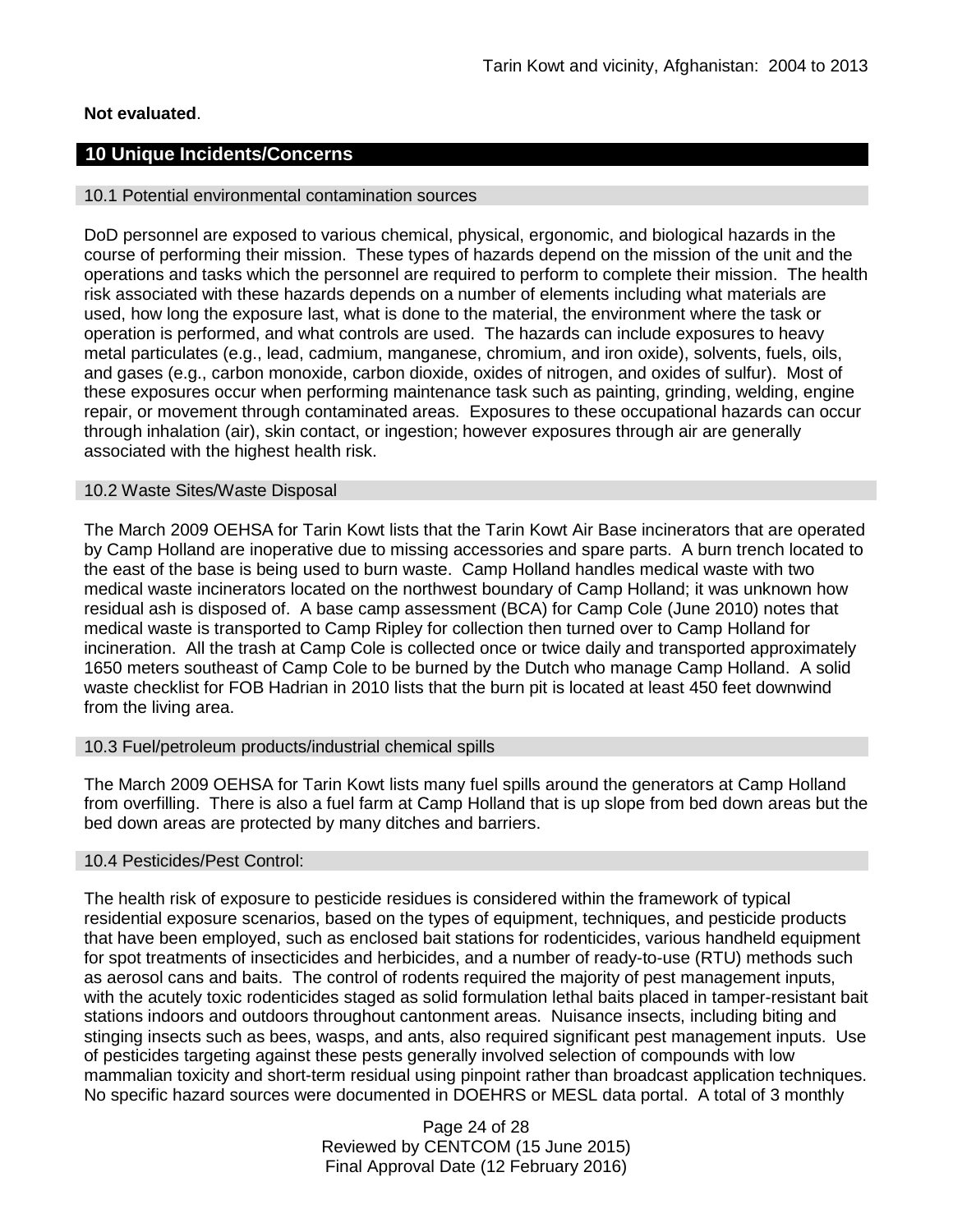**Not evaluated**.

## 10 Unique Incidents/Concerns

### 10.1 Potential environmental contamination sources

DoD personnel are exposed to various chemical, physical, ergonomic, and biological hazards in the course of performing their mission. These types of hazards depend on the mission of the unit and the operations and tasks which the personnel are required to perform to complete their mission. The health risk associated with these hazards depends on a number of elements including what materials are used, how long the exposure last, what is done to the material, the environment where the task or operation is performed, and what controls are used. The hazards can include exposures to heavy metal particulates (e.g., lead, cadmium, manganese, chromium, and iron oxide), solvents, fuels, oils, and gases (e.g., carbon monoxide, carbon dioxide, oxides of nitrogen, and oxides of sulfur). Most of these exposures occur when performing maintenance task such as painting, grinding, welding, engine repair, or movement through contaminated areas. Exposures to these occupational hazards can occur through inhalation (air), skin contact, or ingestion; however exposures through air are generally associated with the highest health risk.

### 10.2 Waste Sites/Waste Disposal

The March 2009 OEHSA for Tarin Kowt lists that the Tarin Kowt Air Base incinerators that are operated by Camp Holland are inoperative due to missing accessories and spare parts. A burn trench located to the east of the base is being used to burn waste. Camp Holland handles medical waste with two medical waste incinerators located on the northwest boundary of Camp Holland; it was unknown how residual ash is disposed of. A base camp assessment (BCA) for Camp Cole (June 2010) notes that medical waste is transported to Camp Ripley for collection then turned over to Camp Holland for incineration. All the trash at Camp Cole is collected once or twice daily and transported approximately 1650 meters southeast of Camp Cole to be burned by the Dutch who manage Camp Holland. A solid waste checklist for FOB Hadrian in 2010 lists that the burn pit is located at least 450 feet downwind from the living area.

### 10.3 Fuel/petroleum products/industrial chemical spills

The March 2009 OEHSA for Tarin Kowt lists many fuel spills around the generators at Camp Holland from overfilling. There is also a fuel farm at Camp Holland that is up slope from bed down areas but the bed down areas are protected by many ditches and barriers.

### 10.4 Pesticides/Pest Control:

The health risk of exposure to pesticide residues is considered within the framework of typical residential exposure scenarios, based on the types of equipment, techniques, and pesticide products that have been employed, such as enclosed bait stations for rodenticides, various handheld equipment for spot treatments of insecticides and herbicides, and a number of ready-to-use (RTU) methods such as aerosol cans and baits. The control of rodents required the majority of pest management inputs, with the acutely toxic rodenticides staged as solid formulation lethal baits placed in tamper-resistant bait stations indoors and outdoors throughout cantonment areas. Nuisance insects, including biting and stinging insects such as bees, wasps, and ants, also required significant pest management inputs. Use of pesticides targeting against these pests generally involved selection of compounds with low mammalian toxicity and short-term residual using pinpoint rather than broadcast application techniques. No specific hazard sources were documented in DOEHRS or MESL data portal. A total of 3 monthly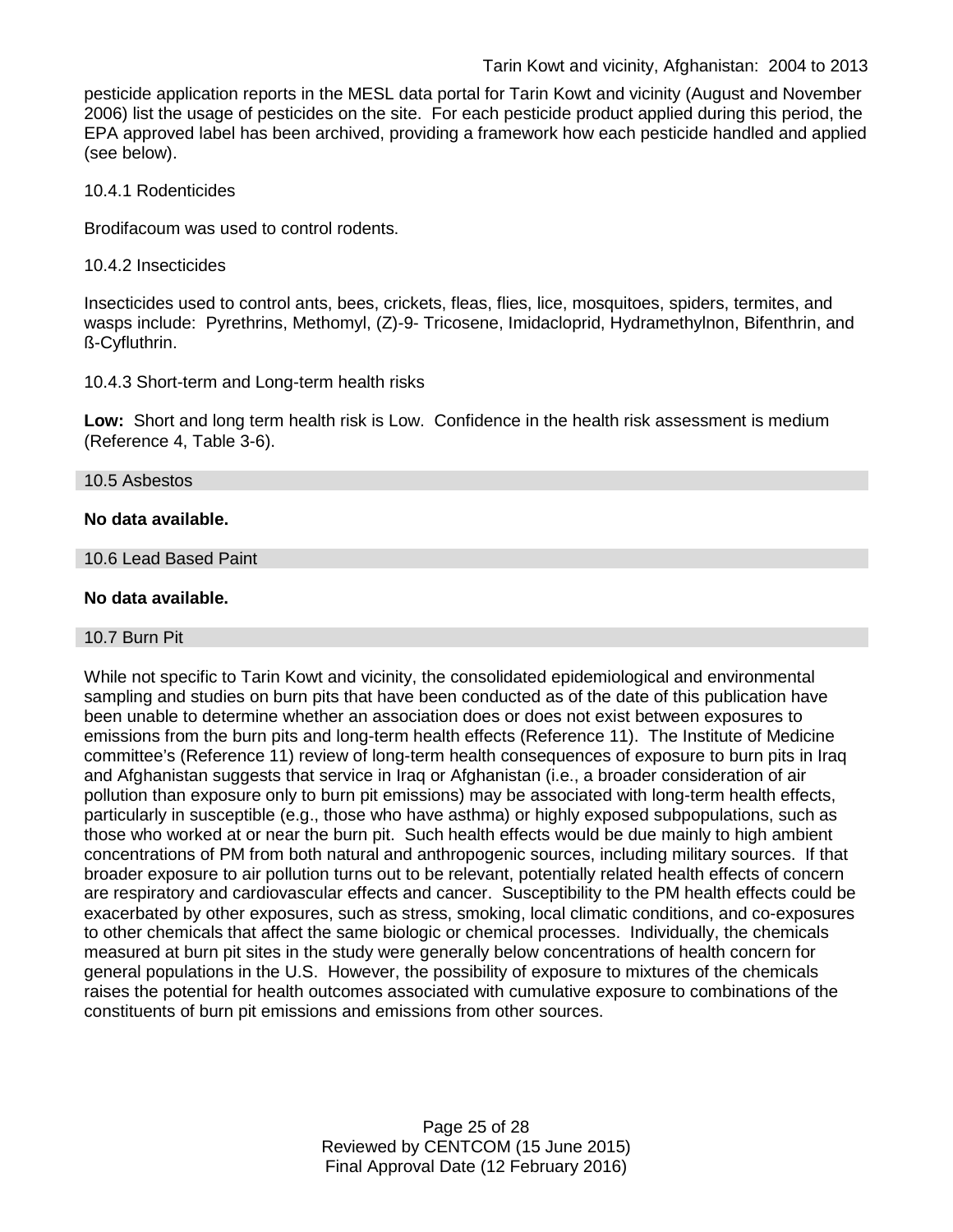pesticide application reports in the MESL data portal for Tarin Kowt and vicinity (August and November 2006) list the usage of pesticides on the site. For each pesticide product applied during this period, the EPA approved label has been archived, providing a framework how each pesticide handled and applied (see below).

#### 10.4.1 Rodenticides

Brodifacoum was used to control rodents.

#### 10.4.2 Insecticides

Insecticides used to control ants, bees, crickets, fleas, flies, lice, mosquitoes, spiders, termites, and wasps include: Pyrethrins, Methomyl, (Z)-9- Tricosene, Imidacloprid, Hydramethylnon, Bifenthrin, and ß-Cyfluthrin.

#### 10.4.3 Short-term and Long-term health risks

**Low:** Short and long term health risk is Low. Confidence in the health risk assessment is medium (Reference 4, Table 3-6).

### 10.5 Asbestos

**No data available.**

### 10.6 Lead Based Paint

**No data available.**

### 10.7 Burn Pit

While not specific to Tarin Kowt and vicinity, the consolidated epidemiological and environmental sampling and studies on burn pits that have been conducted as of the date of this publication have been unable to determine whether an association does or does not exist between exposures to emissions from the burn pits and long-term health effects (Reference 11). The Institute of Medicine committee's (Reference 11) review of long-term health consequences of exposure to burn pits in Iraq and Afghanistan suggests that service in Iraq or Afghanistan (i.e., a broader consideration of air pollution than exposure only to burn pit emissions) may be associated with long-term health effects, particularly in susceptible (e.g., those who have asthma) or highly exposed subpopulations, such as those who worked at or near the burn pit. Such health effects would be due mainly to high ambient concentrations of PM from both natural and anthropogenic sources, including military sources. If that broader exposure to air pollution turns out to be relevant, potentially related health effects of concern are respiratory and cardiovascular effects and cancer. Susceptibility to the PM health effects could be exacerbated by other exposures, such as stress, smoking, local climatic conditions, and co-exposures to other chemicals that affect the same biologic or chemical processes. Individually, the chemicals measured at burn pit sites in the study were generally below concentrations of health concern for general populations in the U.S. However, the possibility of exposure to mixtures of the chemicals raises the potential for health outcomes associated with cumulative exposure to combinations of the constituents of burn pit emissions and emissions from other sources.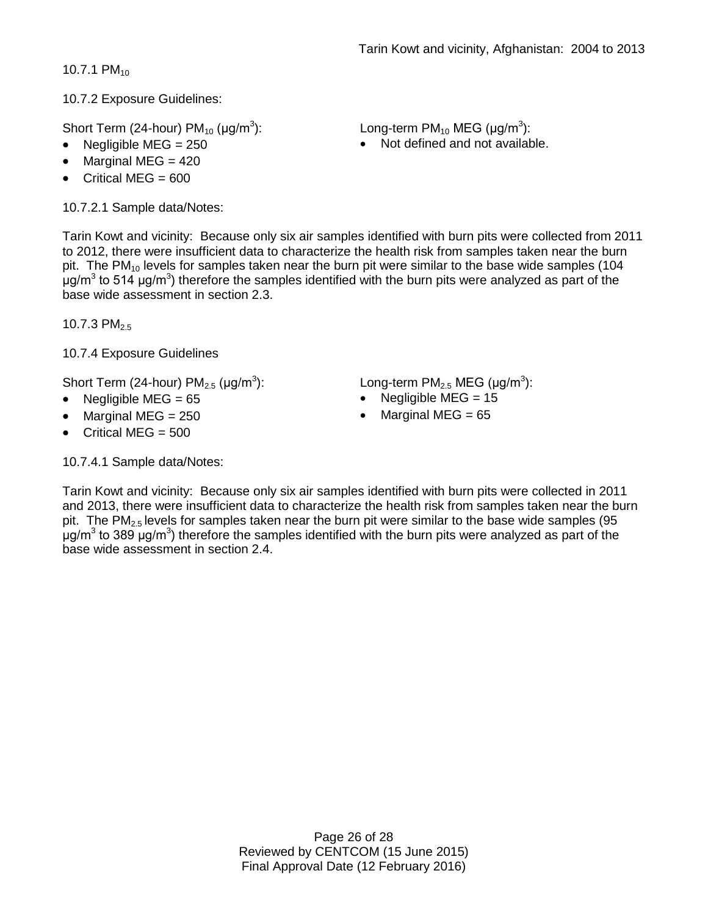10.7.1 $PM_{10}$

10.7.2 Exposure Guidelines:

Short Term (24-hour) $PM_{10}$ (μg/m$^3$):

- Negligible MEG = 250
- Marginal MEG = 420
- Critical MEG = 600

Long-term $PM_{10}$ MEG (μg/m$^3$):

- Not defined and not available.

10.7.2.1 Sample data/Notes:

Tarin Kowt and vicinity: Because only six air samples identified with burn pits were collected from 2011 to 2012, there were insufficient data to characterize the health risk from samples taken near the burn pit. The $PM_{10}$ levels for samples taken near the burn pit were similar to the base wide samples (104 μg/m$^3$ to 514 μg/m$^3$) therefore the samples identified with the burn pits were analyzed as part of the base wide assessment in section 2.3.

10.7.3 $PM_{2.5}$

10.7.4 Exposure Guidelines

Short Term (24-hour) $PM_{2.5}$ (μg/m$^3$):

- Negligible MEG = 65
- Marginal MEG = 250
- Critical MEG = 500

Long-term $PM_{2.5}$ MEG (μg/m$^3$):

- Negligible MEG = 15
- Marginal MEG = 65

10.7.4.1 Sample data/Notes:

Tarin Kowt and vicinity: Because only six air samples identified with burn pits were collected in 2011 and 2013, there were insufficient data to characterize the health risk from samples taken near the burn pit. The $PM_{2.5}$ levels for samples taken near the burn pit were similar to the base wide samples (95 μg/m$^3$ to 389 μg/m$^3$) therefore the samples identified with the burn pits were analyzed as part of the base wide assessment in section 2.4.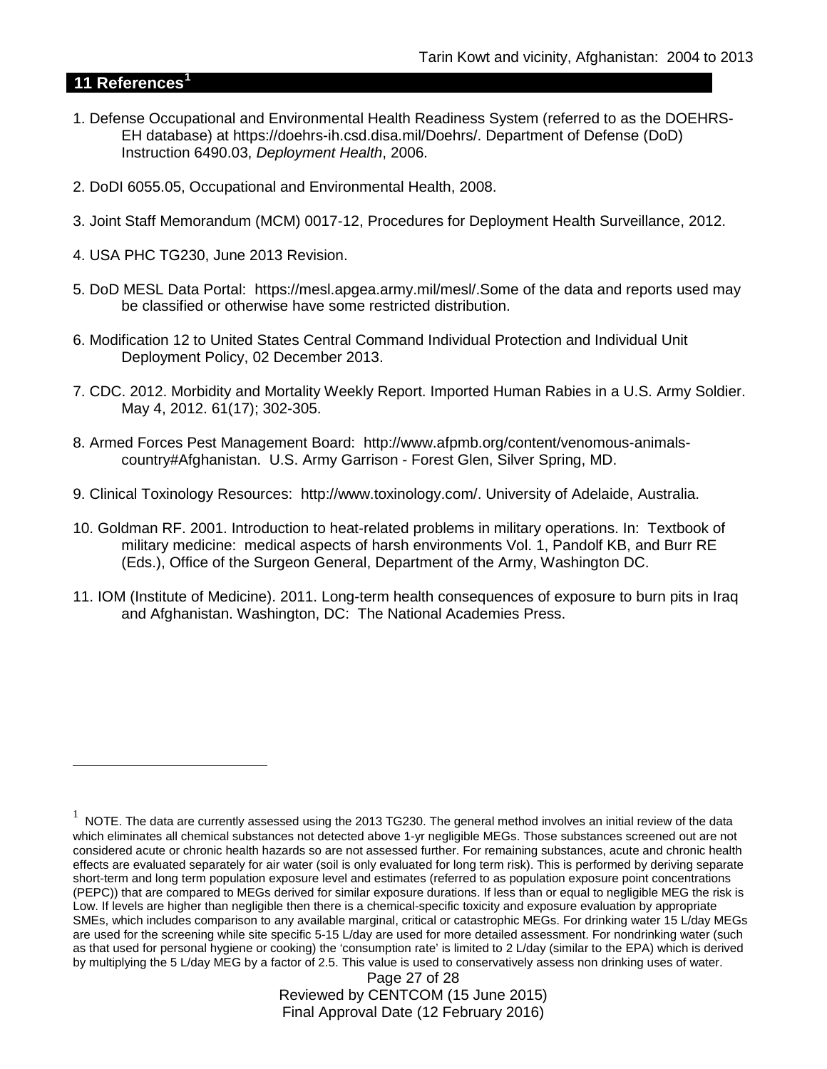## 11 References[1]

1. Defense Occupational and Environmental Health Readiness System (referred to as the DOEHRS-EH database) at https://doehrs-ih.csd.disa.mil/Doehrs/. Department of Defense (DoD) Instruction 6490.03, *Deployment Health*, 2006.

2. DoDI 6055.05, Occupational and Environmental Health, 2008.

3. Joint Staff Memorandum (MCM) 0017-12, Procedures for Deployment Health Surveillance, 2012.

4. USA PHC TG230, June 2013 Revision.

5. DoD MESL Data Portal: https://mesl.apgea.army.mil/mesl/.Some of the data and reports used may be classified or otherwise have some restricted distribution.

6. Modification 12 to United States Central Command Individual Protection and Individual Unit Deployment Policy, 02 December 2013.

7. CDC. 2012. Morbidity and Mortality Weekly Report. Imported Human Rabies in a U.S. Army Soldier. May 4, 2012. 61(17); 302-305.

8. Armed Forces Pest Management Board: http://www.afpmb.org/content/venomous-animals-country#Afghanistan. U.S. Army Garrison - Forest Glen, Silver Spring, MD.

9. Clinical Toxinology Resources: http://www.toxinology.com/. University of Adelaide, Australia.

10. Goldman RF. 2001. Introduction to heat-related problems in military operations. In: Textbook of military medicine: medical aspects of harsh environments Vol. 1, Pandolf KB, and Burr RE (Eds.), Office of the Surgeon General, Department of the Army, Washington DC.

11. IOM (Institute of Medicine). 2011. Long-term health consequences of exposure to burn pits in Iraq and Afghanistan. Washington, DC: The National Academies Press.

---

[1] NOTE. The data are currently assessed using the 2013 TG230. The general method involves an initial review of the data which eliminates all chemical substances not detected above 1-yr negligible MEGs. Those substances screened out are not considered acute or chronic health hazards so are not assessed further. For remaining substances, acute and chronic health effects are evaluated separately for air water (soil is only evaluated for long term risk). This is performed by deriving separate short-term and long term population exposure level and estimates (referred to as population exposure point concentrations (PEPC)) that are compared to MEGs derived for similar exposure durations. If less than or equal to negligible MEG the risk is Low. If levels are higher than negligible then there is a chemical-specific toxicity and exposure evaluation by appropriate SMEs, which includes comparison to any available marginal, critical or catastrophic MEGs. For drinking water 15 L/day MEGs are used for the screening while site specific 5-15 L/day are used for more detailed assessment. For nondrinking water (such as that used for personal hygiene or cooking) the 'consumption rate' is limited to 2 L/day (similar to the EPA) which is derived by multiplying the 5 L/day MEG by a factor of 2.5. This value is used to conservatively assess non drinking uses of water.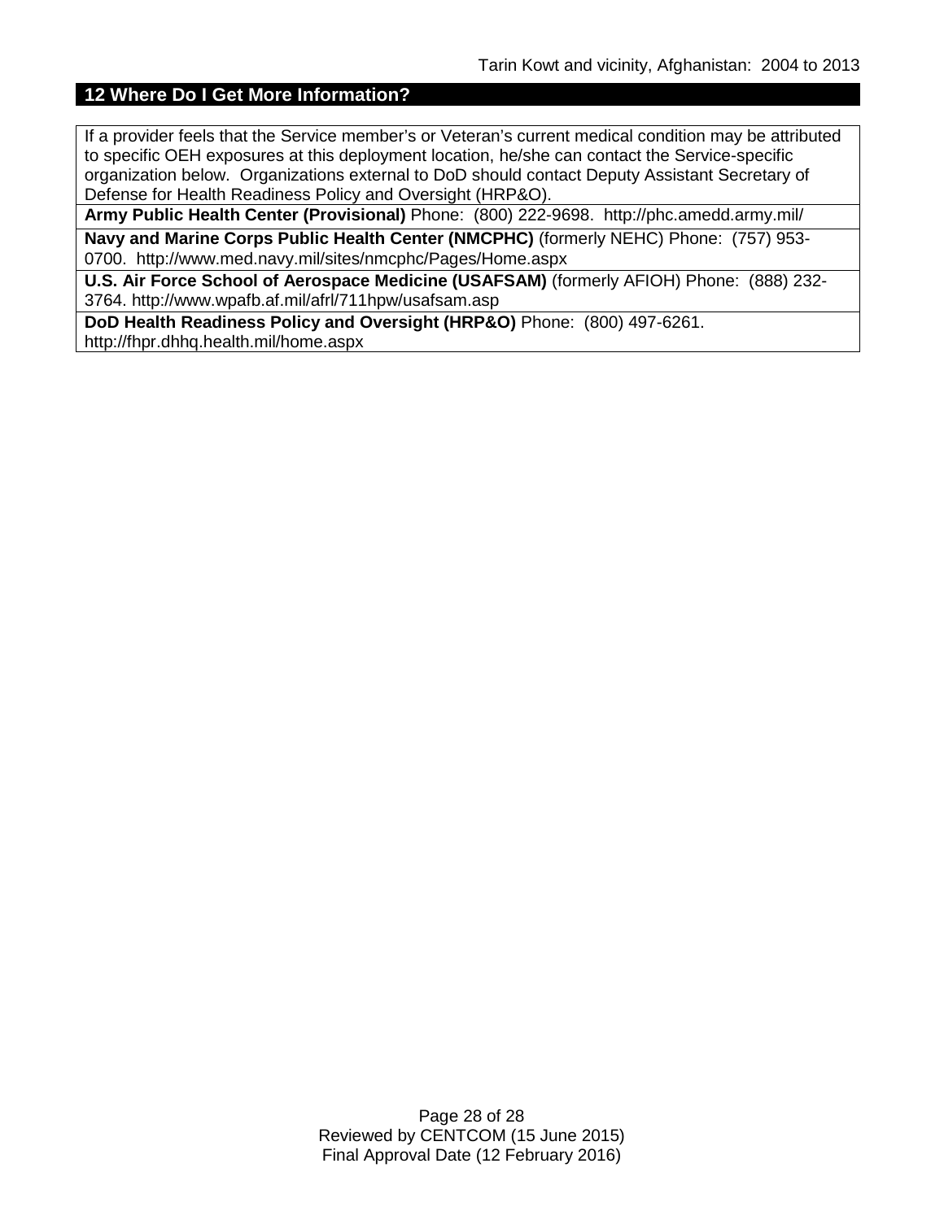## 12 Where Do I Get More Information?

| |
|---|
| If a provider feels that the Service member's or Veteran's current medical condition may be attributed to specific OEH exposures at this deployment location, he/she can contact the Service-specific organization below. Organizations external to DoD should contact Deputy Assistant Secretary of Defense for Health Readiness Policy and Oversight (HRP&O). |
| **Army Public Health Center (Provisional)** Phone: (800) 222-9698. http://phc.amedd.army.mil/ |
| **Navy and Marine Corps Public Health Center (NMCPHC)** (formerly NEHC) Phone: (757) 953-0700. http://www.med.navy.mil/sites/nmcphc/Pages/Home.aspx |
| **U.S. Air Force School of Aerospace Medicine (USAFSAM)** (formerly AFIOH) Phone: (888) 232-3764. http://www.wpafb.af.mil/afrl/711hpw/usafsam.asp |
| **DoD Health Readiness Policy and Oversight (HRP&O)** Phone: (800) 497-6261. http://fhpr.dhhq.health.mil/home.aspx |

Reviewed by CENTCOM (15 June 2015)
Final Approval Date (12 February 2016)